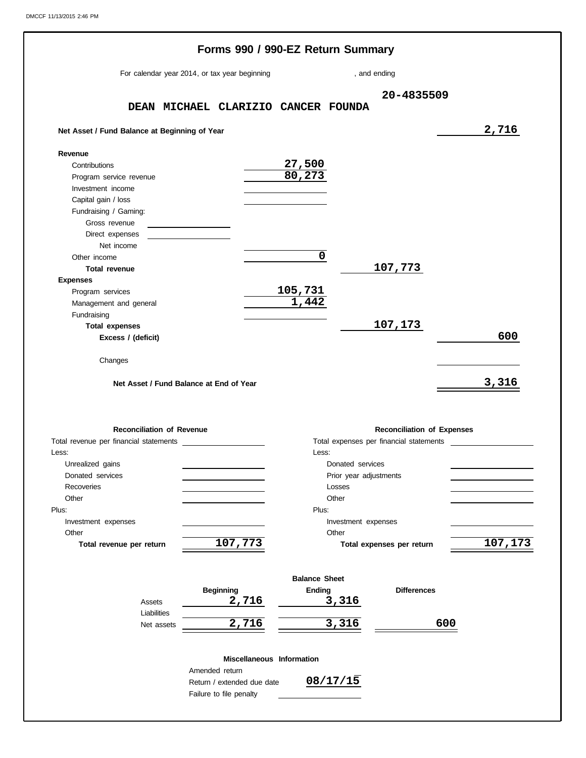# Forms 990 / 990-EZ Return Summary

For calendar year 2014, or tax year beginning , and ending

**DEAN MICHAEL CLARIZIO CANCER FOUNDA** 20-4835509

| | | | |
|---|---|---|---|
| **Net Asset / Fund Balance at Beginning of Year** | | | 2,716 |
| **Revenue** | | | |
| Contributions | 27,500 | | |
| Program service revenue | 80,273 | | |
| Investment income | | | |
| Capital gain / loss | | | |
| Fundraising / Gaming: | | | |
| Gross revenue | | | |
| Direct expenses | | | |
| Net income | | | |
| Other income | 0 | | |
| **Total revenue** | | 107,773 | |
| **Expenses** | | | |
| Program services | 105,731 | | |
| Management and general | 1,442 | | |
| Fundraising | | | |
| **Total expenses** | | 107,173 | |
| **Excess / (deficit)** | | | 600 |
| Changes | | | |
| **Net Asset / Fund Balance at End of Year** | | | 3,316 |

| **Reconciliation of Revenue** | | **Reconciliation of Expenses** | |
|---|---|---|---|
| Total revenue per financial statements | | Total expenses per financial statements | |
| Less: | | Less: | |
| Unrealized gains | | Donated services | |
| Donated services | | Prior year adjustments | |
| Recoveries | | Losses | |
| Other | | Other | |
| Plus: | | Plus: | |
| Investment expenses | | Investment expenses | |
| Other | | Other | |
| **Total revenue per return** | 107,773 | **Total expenses per return** | 107,173 |

**Balance Sheet**

| | Beginning | Ending | Differences |
|---|---|---|---|
| Assets | 2,716 | 3,316 | |
| Liabilities | | | |
| Net assets | 2,716 | 3,316 | 600 |

**Miscellaneous Information**

| | |
|---|---|
| Amended return | |
| Return / extended due date | 08/17/15 |
| Failure to file penalty | |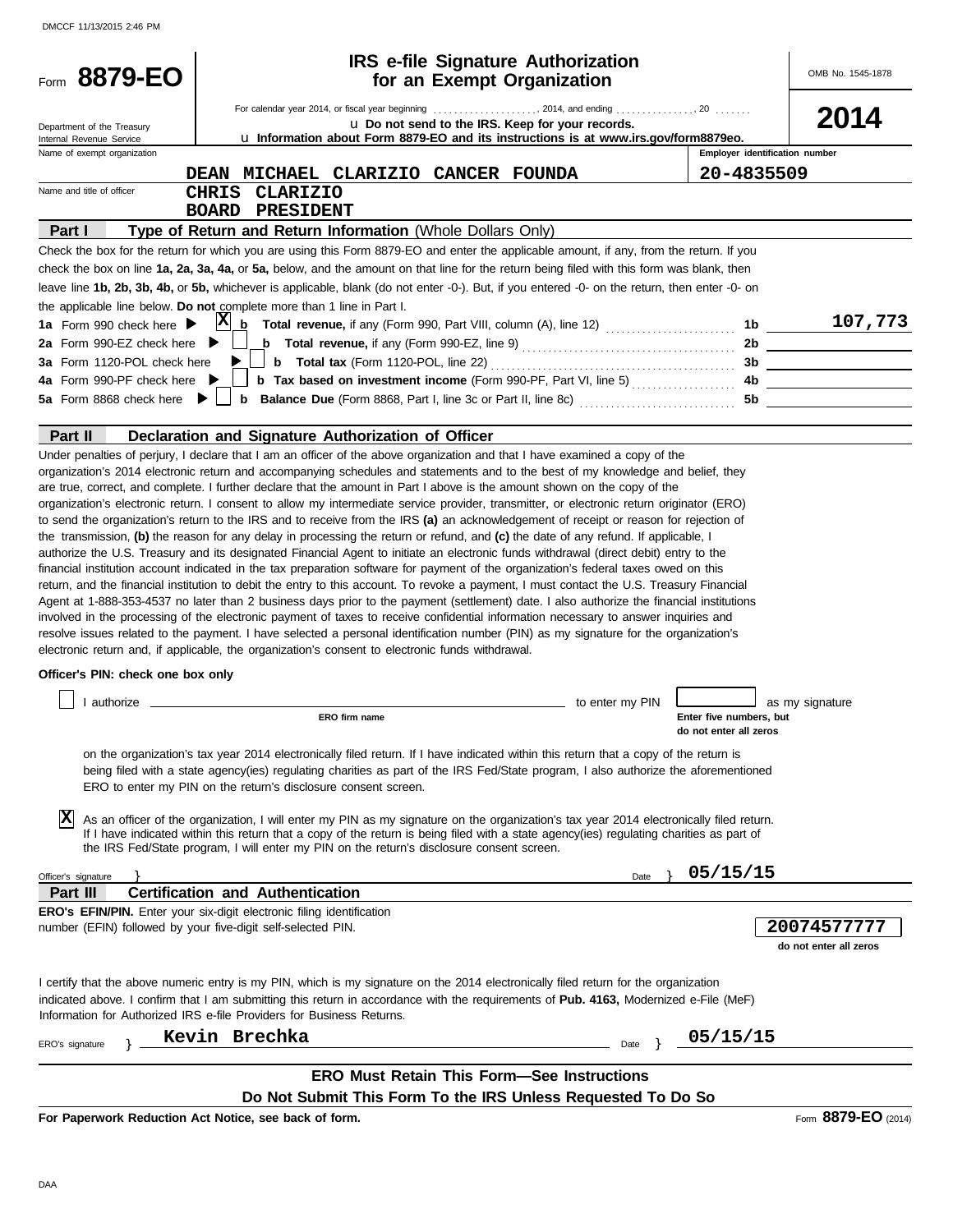DMCCF 11/13/2015 2:46 PM

# Form 8879-EO

## IRS e-file Signature Authorization for an Exempt Organization

OMB No. 1545-1878

**2014**

For calendar year 2014, or fiscal year beginning ..................., 2014, and ending ..............., 20 .......

u **Do not send to the IRS. Keep for your records.**

u **Information about Form 8879-EO and its instructions is at www.irs.gov/form8879eo.**

Department of the Treasury
Internal Revenue Service

Name of exempt organization: **DEAN MICHAEL CLARIZIO CANCER FOUNDA**

Employer identification number: **20-4835509**

Name and title of officer: **CHRIS CLARIZIO**
**BOARD PRESIDENT**

### Part I — Type of Return and Return Information (Whole Dollars Only)

Check the box for the return for which you are using this Form 8879-EO and enter the applicable amount, if any, from the return. If you check the box on line **1a, 2a, 3a, 4a,** or **5a,** below, and the amount on that line for the return being filed with this form was blank, then leave line **1b, 2b, 3b, 4b,** or **5b,** whichever is applicable, blank (do not enter -0-). But, if you entered -0- on the return, then enter -0- on the applicable line below. **Do not** complete more than 1 line in Part I.

| | | | |
|---|---|---|---|
| **1a** Form 990 check here ▶ [X] | **b** **Total revenue,** if any (Form 990, Part VIII, column (A), line 12) | 1b | 107,773 |
| **2a** Form 990-EZ check here ▶ [ ] | **b** **Total revenue,** if any (Form 990-EZ, line 9) | 2b | |
| **3a** Form 1120-POL check here ▶ [ ] | **b** **Total tax** (Form 1120-POL, line 22) | 3b | |
| **4a** Form 990-PF check here ▶ [ ] | **b** **Tax based on investment income** (Form 990-PF, Part VI, line 5) | 4b | |
| **5a** Form 8868 check here ▶ [ ] | **b** **Balance Due** (Form 8868, Part I, line 3c or Part II, line 8c) | 5b | |

### Part II — Declaration and Signature Authorization of Officer

Under penalties of perjury, I declare that I am an officer of the above organization and that I have examined a copy of the organization's 2014 electronic return and accompanying schedules and statements and to the best of my knowledge and belief, they are true, correct, and complete. I further declare that the amount in Part I above is the amount shown on the copy of the organization's electronic return. I consent to allow my intermediate service provider, transmitter, or electronic return originator (ERO) to send the organization's return to the IRS and to receive from the IRS **(a)** an acknowledgement of receipt or reason for rejection of the transmission, **(b)** the reason for any delay in processing the return or refund, and **(c)** the date of any refund. If applicable, I authorize the U.S. Treasury and its designated Financial Agent to initiate an electronic funds withdrawal (direct debit) entry to the financial institution account indicated in the tax preparation software for payment of the organization's federal taxes owed on this return, and the financial institution to debit the entry to this account. To revoke a payment, I must contact the U.S. Treasury Financial Agent at 1-888-353-4537 no later than 2 business days prior to the payment (settlement) date. I also authorize the financial institutions involved in the processing of the electronic payment of taxes to receive confidential information necessary to answer inquiries and resolve issues related to the payment. I have selected a personal identification number (PIN) as my signature for the organization's electronic return and, if applicable, the organization's consent to electronic funds withdrawal.

**Officer's PIN: check one box only**

[ ] I authorize ______________________ (ERO firm name) to enter my PIN [_____] (Enter five numbers, but do not enter all zeros) as my signature on the organization's tax year 2014 electronically filed return. If I have indicated within this return that a copy of the return is being filed with a state agency(ies) regulating charities as part of the IRS Fed/State program, I also authorize the aforementioned ERO to enter my PIN on the return's disclosure consent screen.

[X] As an officer of the organization, I will enter my PIN as my signature on the organization's tax year 2014 electronically filed return. If I have indicated within this return that a copy of the return is being filed with a state agency(ies) regulating charities as part of the IRS Fed/State program, I will enter my PIN on the return's disclosure consent screen.

Officer's signature } ______________________ Date } **05/15/15**

### Part III — Certification and Authentication

**ERO's EFIN/PIN.** Enter your six-digit electronic filing identification number (EFIN) followed by your five-digit self-selected PIN.

**20074577777**
do not enter all zeros

I certify that the above numeric entry is my PIN, which is my signature on the 2014 electronically filed return for the organization indicated above. I confirm that I am submitting this return in accordance with the requirements of **Pub. 4163,** Modernized e-File (MeF) Information for Authorized IRS e-file Providers for Business Returns.

ERO's signature } **Kevin Brechka** Date } **05/15/15**

**ERO Must Retain This Form—See Instructions**

**Do Not Submit This Form To the IRS Unless Requested To Do So**

**For Paperwork Reduction Act Notice, see back of form.**

Form **8879-EO** (2014)

DAA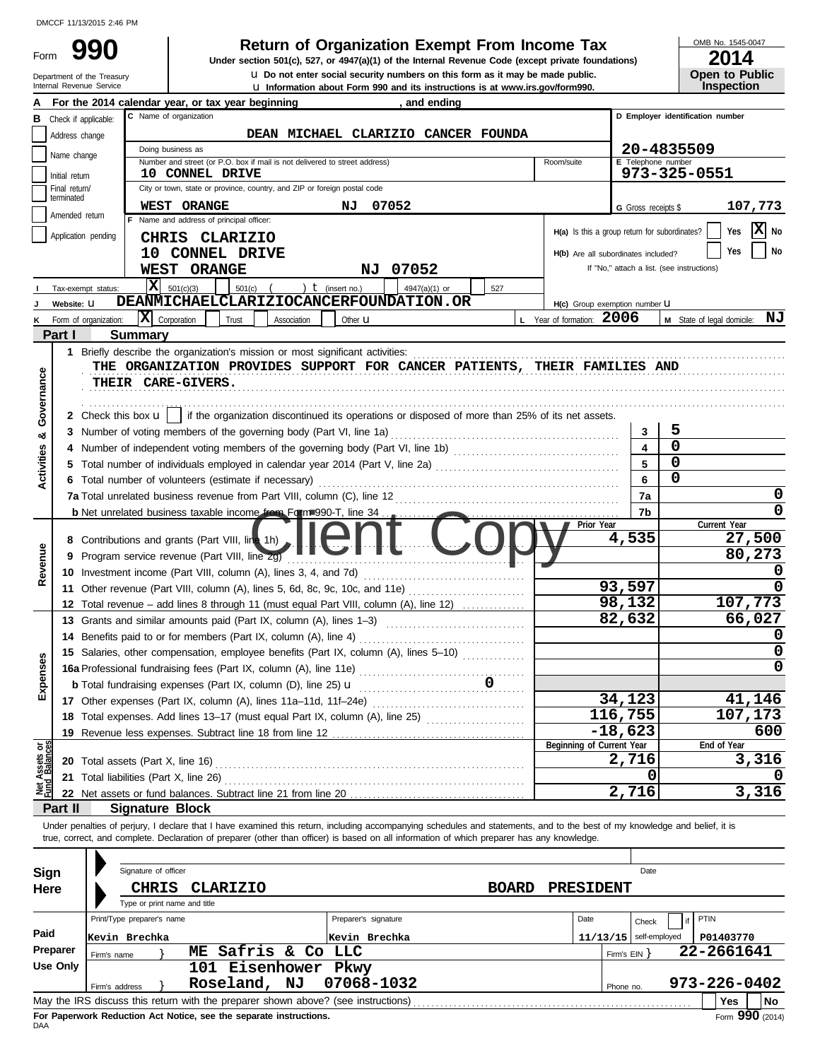DMCCF 11/13/2015 2:46 PM

Form **990**

# Return of Organization Exempt From Income Tax

**Under section 501(c), 527, or 4947(a)(1) of the Internal Revenue Code (except private foundations)**

u Do not enter social security numbers on this form as it may be made public.

u Information about Form 990 and its instructions is at www.irs.gov/form990.

Department of the Treasury
Internal Revenue Service

OMB No. 1545-0047

**2014**

**Open to Public Inspection**

**A** For the 2014 calendar year, or tax year beginning , and ending

**B** Check if applicable:
- Address change
- Name change
- Initial return
- Final return/terminated
- Amended return
- Application pending

**C** Name of organization: DEAN MICHAEL CLARIZIO CANCER FOUNDA

Doing business as

Number and street (or P.O. box if mail is not delivered to street address): 10 CONNEL DRIVE — Room/suite

City or town, state or province, country, and ZIP or foreign postal code: WEST ORANGE NJ 07052

**D** Employer identification number: 20-4835509

**E** Telephone number: 973-325-0551

**G** Gross receipts $ 107,773

**F** Name and address of principal officer:
CHRIS CLARIZIO
10 CONNEL DRIVE
WEST ORANGE NJ 07052

H(a) Is this a group return for subordinates? Yes [ ] No [X]

H(b) Are all subordinates included? Yes [ ] No [ ]
If "No," attach a list. (see instructions)

**I** Tax-exempt status: [X] 501(c)(3) [ ] 501(c) ( ) t (insert no.) [ ] 4947(a)(1) or [ ] 527

**J** Website: u DEANMICHAELCLARIZIOCANCERFOUNDATION.OR

H(c) Group exemption number u

**K** Form of organization: [X] Corporation [ ] Trust [ ] Association [ ] Other u

**L** Year of formation: 2006

**M** State of legal domicile: NJ

## Part I Summary

**Activities & Governance**

1 Briefly describe the organization's mission or most significant activities:
THE ORGANIZATION PROVIDES SUPPORT FOR CANCER PATIENTS, THEIR FAMILIES AND THEIR CARE-GIVERS.

2 Check this box u [ ] if the organization discontinued its operations or disposed of more than 25% of its net assets.

| | | | |
|---|---|---|---|
| 3 | Number of voting members of the governing body (Part VI, line 1a) | 3 | 5 |
| 4 | Number of independent voting members of the governing body (Part VI, line 1b) | 4 | 0 |
| 5 | Total number of individuals employed in calendar year 2014 (Part V, line 2a) | 5 | 0 |
| 6 | Total number of volunteers (estimate if necessary) | 6 | 0 |
| 7a | Total unrelated business revenue from Part VIII, column (C), line 12 | 7a | 0 |
| b | Net unrelated business taxable income from Form 990-T, line 34 | 7b | 0 |

| | | Prior Year | Current Year |
|---|---|---|---|
| **Revenue** | | | |
| 8 | Contributions and grants (Part VIII, line 1h) | 4,535 | 27,500 |
| 9 | Program service revenue (Part VIII, line 2g) | | 80,273 |
| 10 | Investment income (Part VIII, column (A), lines 3, 4, and 7d) | | 0 |
| 11 | Other revenue (Part VIII, column (A), lines 5, 6d, 8c, 9c, 10c, and 11e) | 93,597 | 0 |
| 12 | Total revenue – add lines 8 through 11 (must equal Part VIII, column (A), line 12) | 98,132 | 107,773 |
| **Expenses** | | | |
| 13 | Grants and similar amounts paid (Part IX, column (A), lines 1–3) | 82,632 | 66,027 |
| 14 | Benefits paid to or for members (Part IX, column (A), line 4) | | 0 |
| 15 | Salaries, other compensation, employee benefits (Part IX, column (A), lines 5–10) | | 0 |
| 16a | Professional fundraising fees (Part IX, column (A), line 11e) | | 0 |
| b | Total fundraising expenses (Part IX, column (D), line 25) u 0 | | |
| 17 | Other expenses (Part IX, column (A), lines 11a–11d, 11f–24e) | 34,123 | 41,146 |
| 18 | Total expenses. Add lines 13–17 (must equal Part IX, column (A), line 25) | 116,755 | 107,173 |
| 19 | Revenue less expenses. Subtract line 18 from line 12 | -18,623 | 600 |

| | | Beginning of Current Year | End of Year |
|---|---|---|---|
| **Net Assets or Fund Balances** | | | |
| 20 | Total assets (Part X, line 16) | 2,716 | 3,316 |
| 21 | Total liabilities (Part X, line 26) | 0 | 0 |
| 22 | Net assets or fund balances. Subtract line 21 from line 20 | 2,716 | 3,316 |

Client Copy

## Part II Signature Block

Under penalties of perjury, I declare that I have examined this return, including accompanying schedules and statements, and to the best of my knowledge and belief, it is true, correct, and complete. Declaration of preparer (other than officer) is based on all information of which preparer has any knowledge.

**Sign Here**

Signature of officer — Date

CHRIS CLARIZIO — BOARD PRESIDENT
Type or print name and title

**Paid Preparer Use Only**

| Print/Type preparer's name | Preparer's signature | Date | Check [ ] if self-employed | PTIN |
|---|---|---|---|---|
| Kevin Brechka | Kevin Brechka | 11/13/15 | | P01403770 |

Firm's name } ME Safris & Co LLC — Firm's EIN } 22-2661641

Firm's address } 101 Eisenhower Pkwy, Roseland, NJ 07068-1032 — Phone no. 973-226-0402

May the IRS discuss this return with the preparer shown above? (see instructions) Yes [ ] No [ ]

**For Paperwork Reduction Act Notice, see the separate instructions.**

DAA

Form **990** (2014)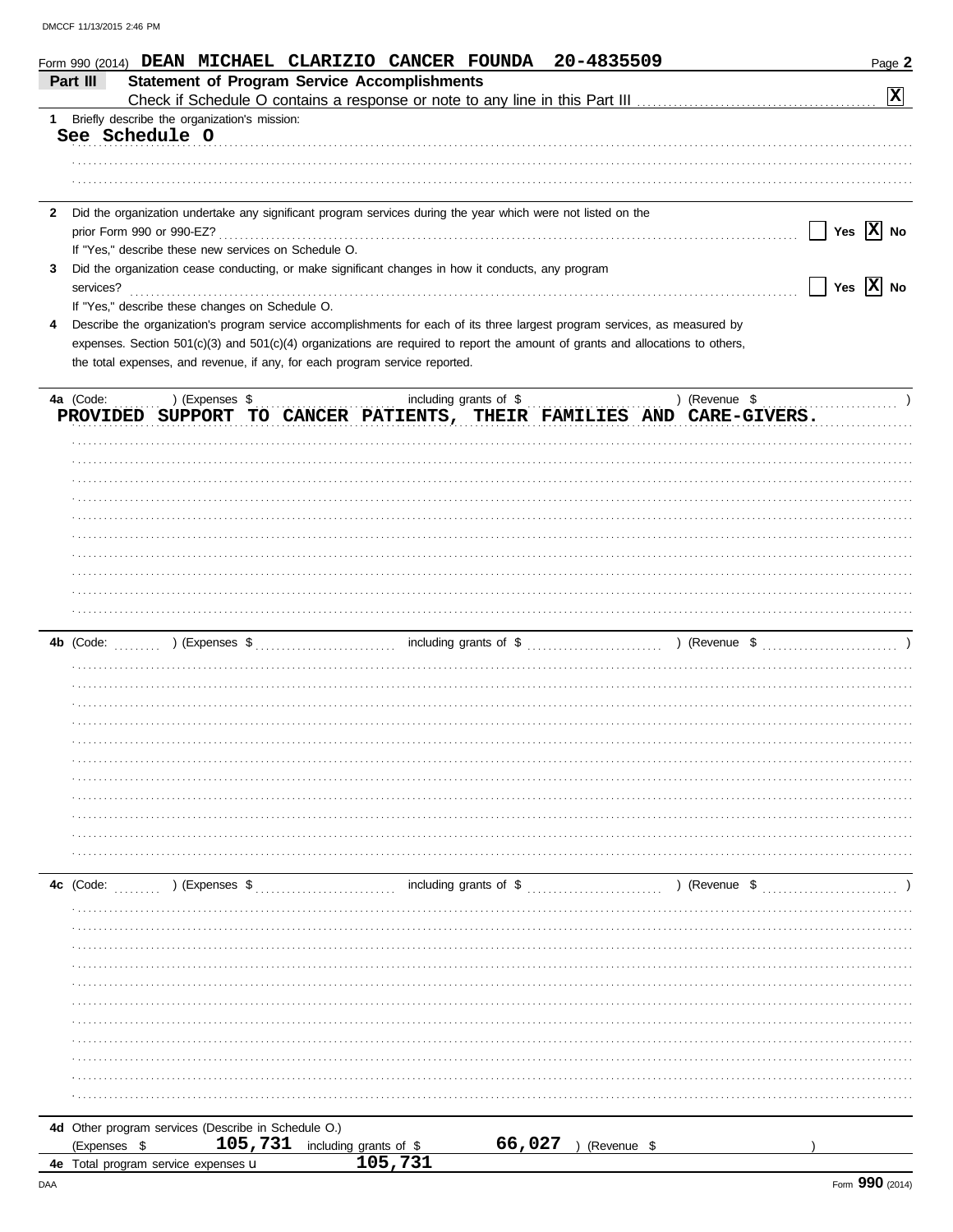Form 990 (2014) DEAN MICHAEL CLARIZIO CANCER FOUNDA 20-4835509

## Part III Statement of Program Service Accomplishments

Check if Schedule O contains a response or note to any line in this Part III ..... [X]

**1** Briefly describe the organization's mission:

See Schedule O

**2** Did the organization undertake any significant program services during the year which were not listed on the prior Form 990 or 990-EZ? ..... [ ] Yes [X] No

If "Yes," describe these new services on Schedule O.

**3** Did the organization cease conducting, or make significant changes in how it conducts, any program services? ..... [ ] Yes [X] No

If "Yes," describe these changes on Schedule O.

**4** Describe the organization's program service accomplishments for each of its three largest program services, as measured by expenses. Section 501(c)(3) and 501(c)(4) organizations are required to report the amount of grants and allocations to others, the total expenses, and revenue, if any, for each program service reported.

**4a** (Code: ) (Expenses $ including grants of $ ) (Revenue $ )

PROVIDED SUPPORT TO CANCER PATIENTS, THEIR FAMILIES AND CARE-GIVERS.

**4b** (Code: ) (Expenses $ including grants of $ ) (Revenue $ )

**4c** (Code: ) (Expenses $ including grants of $ ) (Revenue $ )

**4d** Other program services (Describe in Schedule O.)

(Expenses $ 105,731 including grants of $ 66,027 ) (Revenue $ )

**4e** Total program service expenses 105,731

Form **990** (2014)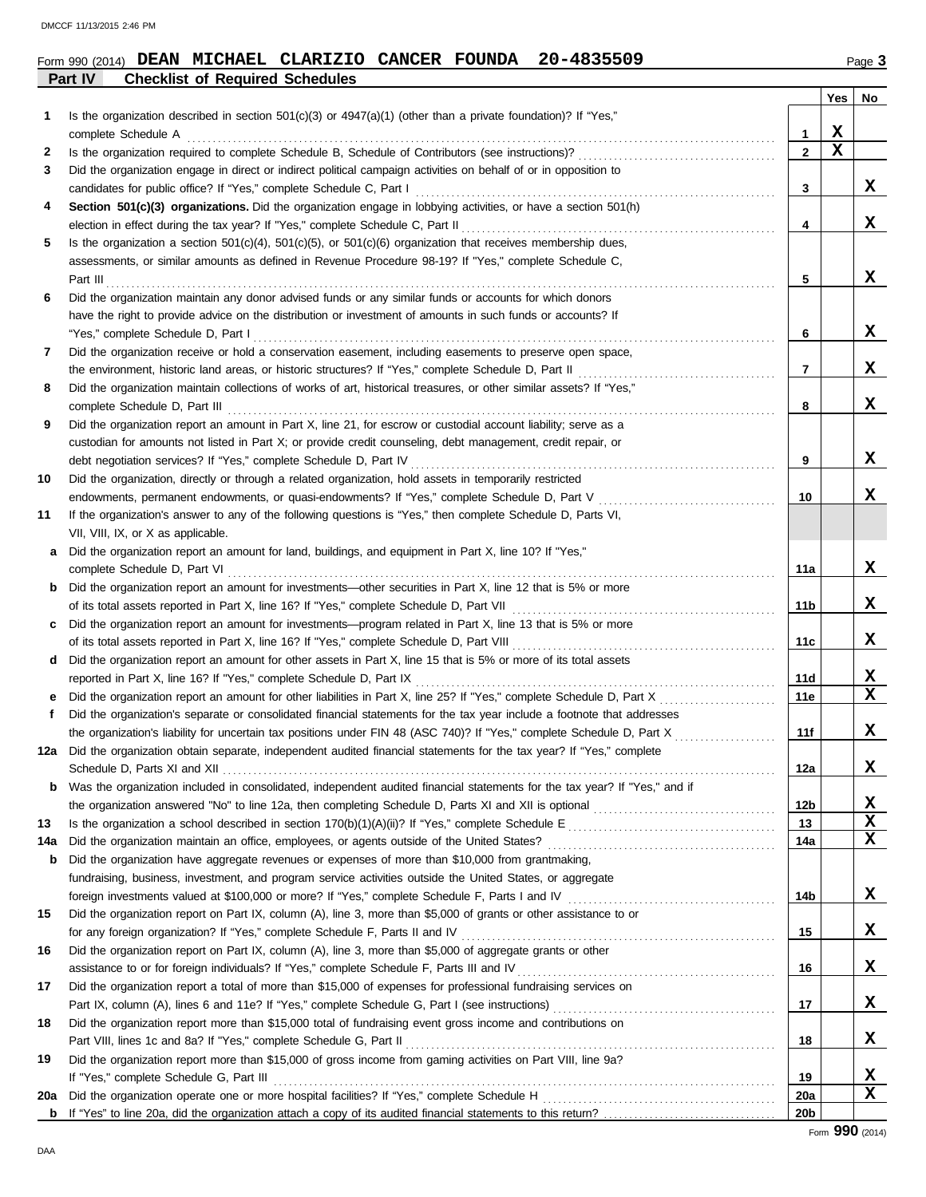Form 990 (2014) **DEAN MICHAEL CLARIZIO CANCER FOUNDA 20-4835509**

## Part IV Checklist of Required Schedules

| | | | Yes | No |
|---|---|---|---|---|
| 1 | Is the organization described in section 501(c)(3) or 4947(a)(1) (other than a private foundation)? If "Yes," complete Schedule A | 1 | X | |
| 2 | Is the organization required to complete Schedule B, Schedule of Contributors (see instructions)? | 2 | X | |
| 3 | Did the organization engage in direct or indirect political campaign activities on behalf of or in opposition to candidates for public office? If "Yes," complete Schedule C, Part I | 3 | | X |
| 4 | **Section 501(c)(3) organizations.** Did the organization engage in lobbying activities, or have a section 501(h) election in effect during the tax year? If "Yes," complete Schedule C, Part II | 4 | | X |
| 5 | Is the organization a section 501(c)(4), 501(c)(5), or 501(c)(6) organization that receives membership dues, assessments, or similar amounts as defined in Revenue Procedure 98-19? If "Yes," complete Schedule C, Part III | 5 | | X |
| 6 | Did the organization maintain any donor advised funds or any similar funds or accounts for which donors have the right to provide advice on the distribution or investment of amounts in such funds or accounts? If "Yes," complete Schedule D, Part I | 6 | | X |
| 7 | Did the organization receive or hold a conservation easement, including easements to preserve open space, the environment, historic land areas, or historic structures? If "Yes," complete Schedule D, Part II | 7 | | X |
| 8 | Did the organization maintain collections of works of art, historical treasures, or other similar assets? If "Yes," complete Schedule D, Part III | 8 | | X |
| 9 | Did the organization report an amount in Part X, line 21, for escrow or custodial account liability; serve as a custodian for amounts not listed in Part X; or provide credit counseling, debt management, credit repair, or debt negotiation services? If "Yes," complete Schedule D, Part IV | 9 | | X |
| 10 | Did the organization, directly or through a related organization, hold assets in temporarily restricted endowments, permanent endowments, or quasi-endowments? If "Yes," complete Schedule D, Part V | 10 | | X |
| 11 | If the organization's answer to any of the following questions is "Yes," then complete Schedule D, Parts VI, VII, VIII, IX, or X as applicable. | | | |
| a | Did the organization report an amount for land, buildings, and equipment in Part X, line 10? If "Yes," complete Schedule D, Part VI | 11a | | X |
| b | Did the organization report an amount for investments—other securities in Part X, line 12 that is 5% or more of its total assets reported in Part X, line 16? If "Yes," complete Schedule D, Part VII | 11b | | X |
| c | Did the organization report an amount for investments—program related in Part X, line 13 that is 5% or more of its total assets reported in Part X, line 16? If "Yes," complete Schedule D, Part VIII | 11c | | X |
| d | Did the organization report an amount for other assets in Part X, line 15 that is 5% or more of its total assets reported in Part X, line 16? If "Yes," complete Schedule D, Part IX | 11d | | X |
| e | Did the organization report an amount for other liabilities in Part X, line 25? If "Yes," complete Schedule D, Part X | 11e | | X |
| f | Did the organization's separate or consolidated financial statements for the tax year include a footnote that addresses the organization's liability for uncertain tax positions under FIN 48 (ASC 740)? If "Yes," complete Schedule D, Part X | 11f | | X |
| 12a | Did the organization obtain separate, independent audited financial statements for the tax year? If "Yes," complete Schedule D, Parts XI and XII | 12a | | X |
| b | Was the organization included in consolidated, independent audited financial statements for the tax year? If "Yes," and if the organization answered "No" to line 12a, then completing Schedule D, Parts XI and XII is optional | 12b | | X |
| 13 | Is the organization a school described in section 170(b)(1)(A)(ii)? If "Yes," complete Schedule E | 13 | | X |
| 14a | Did the organization maintain an office, employees, or agents outside of the United States? | 14a | | X |
| b | Did the organization have aggregate revenues or expenses of more than $10,000 from grantmaking, fundraising, business, investment, and program service activities outside the United States, or aggregate foreign investments valued at $100,000 or more? If "Yes," complete Schedule F, Parts I and IV | 14b | | X |
| 15 | Did the organization report on Part IX, column (A), line 3, more than $5,000 of grants or other assistance to or for any foreign organization? If "Yes," complete Schedule F, Parts II and IV | 15 | | X |
| 16 | Did the organization report on Part IX, column (A), line 3, more than $5,000 of aggregate grants or other assistance to or for foreign individuals? If "Yes," complete Schedule F, Parts III and IV | 16 | | X |
| 17 | Did the organization report a total of more than $15,000 of expenses for professional fundraising services on Part IX, column (A), lines 6 and 11e? If "Yes," complete Schedule G, Part I (see instructions) | 17 | | X |
| 18 | Did the organization report more than $15,000 total of fundraising event gross income and contributions on Part VIII, lines 1c and 8a? If "Yes," complete Schedule G, Part II | 18 | | X |
| 19 | Did the organization report more than $15,000 of gross income from gaming activities on Part VIII, line 9a? If "Yes," complete Schedule G, Part III | 19 | | X |
| 20a | Did the organization operate one or more hospital facilities? If "Yes," complete Schedule H | 20a | | X |
| b | If "Yes" to line 20a, did the organization attach a copy of its audited financial statements to this return? | 20b | | |

Form **990** (2014)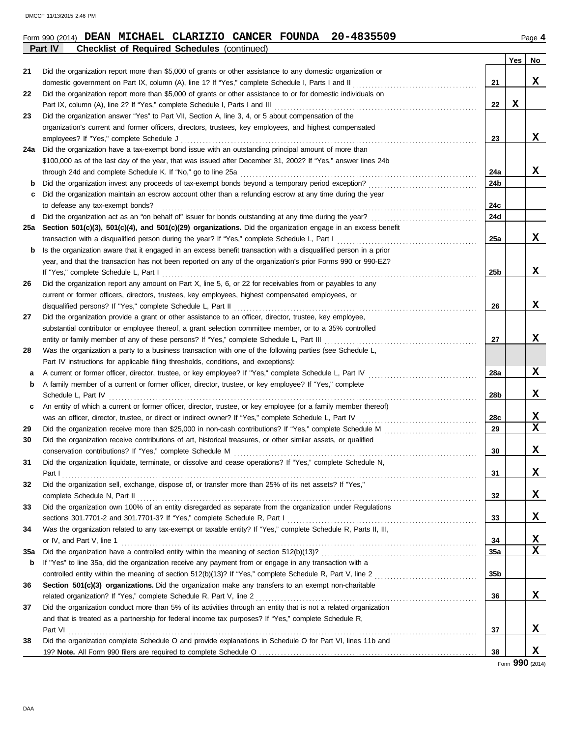Form 990 (2014) **DEAN MICHAEL CLARIZIO CANCER FOUNDA 20-4835509** Page **4**

**Part IV Checklist of Required Schedules** (continued)

| | | | Yes | No |
|---|---|---|---|---|
| 21 | Did the organization report more than $5,000 of grants or other assistance to any domestic organization or domestic government on Part IX, column (A), line 1? If "Yes," complete Schedule I, Parts I and II | 21 | | X |
| 22 | Did the organization report more than $5,000 of grants or other assistance to or for domestic individuals on Part IX, column (A), line 2? If "Yes," complete Schedule I, Parts I and III | 22 | X | |
| 23 | Did the organization answer "Yes" to Part VII, Section A, line 3, 4, or 5 about compensation of the organization's current and former officers, directors, trustees, key employees, and highest compensated employees? If "Yes," complete Schedule J | 23 | | X |
| 24a | Did the organization have a tax-exempt bond issue with an outstanding principal amount of more than $100,000 as of the last day of the year, that was issued after December 31, 2002? If "Yes," answer lines 24b through 24d and complete Schedule K. If "No," go to line 25a | 24a | | X |
| b | Did the organization invest any proceeds of tax-exempt bonds beyond a temporary period exception? | 24b | | |
| c | Did the organization maintain an escrow account other than a refunding escrow at any time during the year to defease any tax-exempt bonds? | 24c | | |
| d | Did the organization act as an "on behalf of" issuer for bonds outstanding at any time during the year? | 24d | | |
| 25a | **Section 501(c)(3), 501(c)(4), and 501(c)(29) organizations.** Did the organization engage in an excess benefit transaction with a disqualified person during the year? If "Yes," complete Schedule L, Part I | 25a | | X |
| b | Is the organization aware that it engaged in an excess benefit transaction with a disqualified person in a prior year, and that the transaction has not been reported on any of the organization's prior Forms 990 or 990-EZ? If "Yes," complete Schedule L, Part I | 25b | | X |
| 26 | Did the organization report any amount on Part X, line 5, 6, or 22 for receivables from or payables to any current or former officers, directors, trustees, key employees, highest compensated employees, or disqualified persons? If "Yes," complete Schedule L, Part II | 26 | | X |
| 27 | Did the organization provide a grant or other assistance to an officer, director, trustee, key employee, substantial contributor or employee thereof, a grant selection committee member, or to a 35% controlled entity or family member of any of these persons? If "Yes," complete Schedule L, Part III | 27 | | X |
| 28 | Was the organization a party to a business transaction with one of the following parties (see Schedule L, Part IV instructions for applicable filing thresholds, conditions, and exceptions): | | | |
| a | A current or former officer, director, trustee, or key employee? If "Yes," complete Schedule L, Part IV | 28a | | X |
| b | A family member of a current or former officer, director, trustee, or key employee? If "Yes," complete Schedule L, Part IV | 28b | | X |
| c | An entity of which a current or former officer, director, trustee, or key employee (or a family member thereof) was an officer, director, trustee, or direct or indirect owner? If "Yes," complete Schedule L, Part IV | 28c | | X |
| 29 | Did the organization receive more than $25,000 in non-cash contributions? If "Yes," complete Schedule M | 29 | | X |
| 30 | Did the organization receive contributions of art, historical treasures, or other similar assets, or qualified conservation contributions? If "Yes," complete Schedule M | 30 | | X |
| 31 | Did the organization liquidate, terminate, or dissolve and cease operations? If "Yes," complete Schedule N, Part I | 31 | | X |
| 32 | Did the organization sell, exchange, dispose of, or transfer more than 25% of its net assets? If "Yes," complete Schedule N, Part II | 32 | | X |
| 33 | Did the organization own 100% of an entity disregarded as separate from the organization under Regulations sections 301.7701-2 and 301.7701-3? If "Yes," complete Schedule R, Part I | 33 | | X |
| 34 | Was the organization related to any tax-exempt or taxable entity? If "Yes," complete Schedule R, Parts II, III, or IV, and Part V, line 1 | 34 | | X |
| 35a | Did the organization have a controlled entity within the meaning of section 512(b)(13)? | 35a | | X |
| b | If "Yes" to line 35a, did the organization receive any payment from or engage in any transaction with a controlled entity within the meaning of section 512(b)(13)? If "Yes," complete Schedule R, Part V, line 2 | 35b | | |
| 36 | **Section 501(c)(3) organizations.** Did the organization make any transfers to an exempt non-charitable related organization? If "Yes," complete Schedule R, Part V, line 2 | 36 | | X |
| 37 | Did the organization conduct more than 5% of its activities through an entity that is not a related organization and that is treated as a partnership for federal income tax purposes? If "Yes," complete Schedule R, Part VI | 37 | | X |
| 38 | Did the organization complete Schedule O and provide explanations in Schedule O for Part VI, lines 11b and 19? **Note.** All Form 990 filers are required to complete Schedule O | 38 | | X |

Form **990** (2014)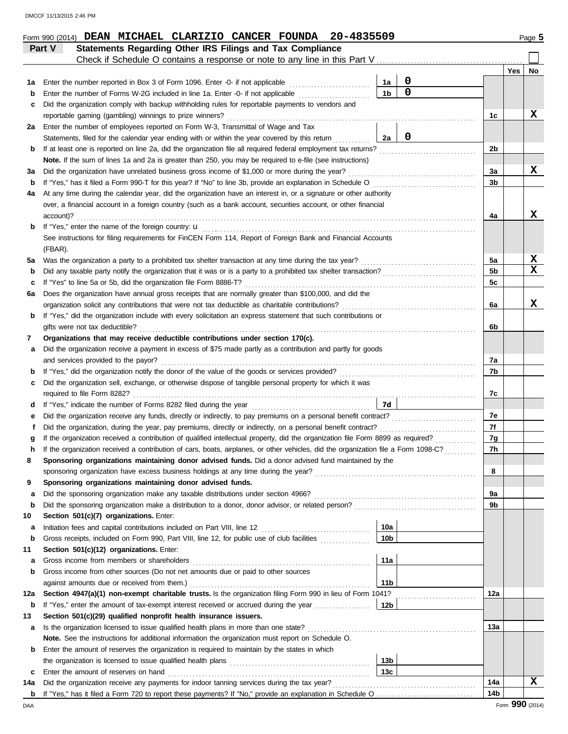Form 990 (2014) **DEAN MICHAEL CLARIZIO CANCER FOUNDA 20-4835509** Page **5**

## Part V Statements Regarding Other IRS Filings and Tax Compliance

Check if Schedule O contains a response or note to any line in this Part V ☐

| | | | | | Yes | No |
|---|---|---|---|---|---|---|
| **1a** | Enter the number reported in Box 3 of Form 1096. Enter -0- if not applicable | 1a | 0 | | | |
| **b** | Enter the number of Forms W-2G included in line 1a. Enter -0- if not applicable | 1b | 0 | | | |
| **c** | Did the organization comply with backup withholding rules for reportable payments to vendors and reportable gaming (gambling) winnings to prize winners? | | | 1c | | X |
| **2a** | Enter the number of employees reported on Form W-3, Transmittal of Wage and Tax Statements, filed for the calendar year ending with or within the year covered by this return | 2a | 0 | | | |
| **b** | If at least one is reported on line 2a, did the organization file all required federal employment tax returns? | | | 2b | | |
| | **Note.** If the sum of lines 1a and 2a is greater than 250, you may be required to e-file (see instructions) | | | | | |
| **3a** | Did the organization have unrelated business gross income of $1,000 or more during the year? | | | 3a | | X |
| **b** | If "Yes," has it filed a Form 990-T for this year? If "No" to line 3b, provide an explanation in Schedule O | | | 3b | | |
| **4a** | At any time during the calendar year, did the organization have an interest in, or a signature or other authority over, a financial account in a foreign country (such as a bank account, securities account, or other financial account)? | | | 4a | | X |
| **b** | If "Yes," enter the name of the foreign country: u | | | | | |
| | See instructions for filing requirements for FinCEN Form 114, Report of Foreign Bank and Financial Accounts (FBAR). | | | | | |
| **5a** | Was the organization a party to a prohibited tax shelter transaction at any time during the tax year? | | | 5a | | X |
| **b** | Did any taxable party notify the organization that it was or is a party to a prohibited tax shelter transaction? | | | 5b | | X |
| **c** | If "Yes" to line 5a or 5b, did the organization file Form 8886-T? | | | 5c | | |
| **6a** | Does the organization have annual gross receipts that are normally greater than $100,000, and did the organization solicit any contributions that were not tax deductible as charitable contributions? | | | 6a | | X |
| **b** | If "Yes," did the organization include with every solicitation an express statement that such contributions or gifts were not tax deductible? | | | 6b | | |
| **7** | **Organizations that may receive deductible contributions under section 170(c).** | | | | | |
| **a** | Did the organization receive a payment in excess of $75 made partly as a contribution and partly for goods and services provided to the payor? | | | 7a | | |
| **b** | If "Yes," did the organization notify the donor of the value of the goods or services provided? | | | 7b | | |
| **c** | Did the organization sell, exchange, or otherwise dispose of tangible personal property for which it was required to file Form 8282? | | | 7c | | |
| **d** | If "Yes," indicate the number of Forms 8282 filed during the year | 7d | | | | |
| **e** | Did the organization receive any funds, directly or indirectly, to pay premiums on a personal benefit contract? | | | 7e | | |
| **f** | Did the organization, during the year, pay premiums, directly or indirectly, on a personal benefit contract? | | | 7f | | |
| **g** | If the organization received a contribution of qualified intellectual property, did the organization file Form 8899 as required? | | | 7g | | |
| **h** | If the organization received a contribution of cars, boats, airplanes, or other vehicles, did the organization file a Form 1098-C? | | | 7h | | |
| **8** | **Sponsoring organizations maintaining donor advised funds.** Did a donor advised fund maintained by the sponsoring organization have excess business holdings at any time during the year? | | | 8 | | |
| **9** | **Sponsoring organizations maintaining donor advised funds.** | | | | | |
| **a** | Did the sponsoring organization make any taxable distributions under section 4966? | | | 9a | | |
| **b** | Did the sponsoring organization make a distribution to a donor, donor advisor, or related person? | | | 9b | | |
| **10** | **Section 501(c)(7) organizations.** Enter: | | | | | |
| **a** | Initiation fees and capital contributions included on Part VIII, line 12 | 10a | | | | |
| **b** | Gross receipts, included on Form 990, Part VIII, line 12, for public use of club facilities | 10b | | | | |
| **11** | **Section 501(c)(12) organizations.** Enter: | | | | | |
| **a** | Gross income from members or shareholders | 11a | | | | |
| **b** | Gross income from other sources (Do not net amounts due or paid to other sources against amounts due or received from them.) | 11b | | | | |
| **12a** | **Section 4947(a)(1) non-exempt charitable trusts.** Is the organization filing Form 990 in lieu of Form 1041? | | | 12a | | |
| **b** | If "Yes," enter the amount of tax-exempt interest received or accrued during the year | 12b | | | | |
| **13** | **Section 501(c)(29) qualified nonprofit health insurance issuers.** | | | | | |
| **a** | Is the organization licensed to issue qualified health plans in more than one state? | | | 13a | | |
| | **Note.** See the instructions for additional information the organization must report on Schedule O. | | | | | |
| **b** | Enter the amount of reserves the organization is required to maintain by the states in which the organization is licensed to issue qualified health plans | 13b | | | | |
| **c** | Enter the amount of reserves on hand | 13c | | | | |
| **14a** | Did the organization receive any payments for indoor tanning services during the tax year? | | | 14a | | X |
| **b** | If "Yes," has it filed a Form 720 to report these payments? If "No," provide an explanation in Schedule O | | | 14b | | |

Form **990** (2014)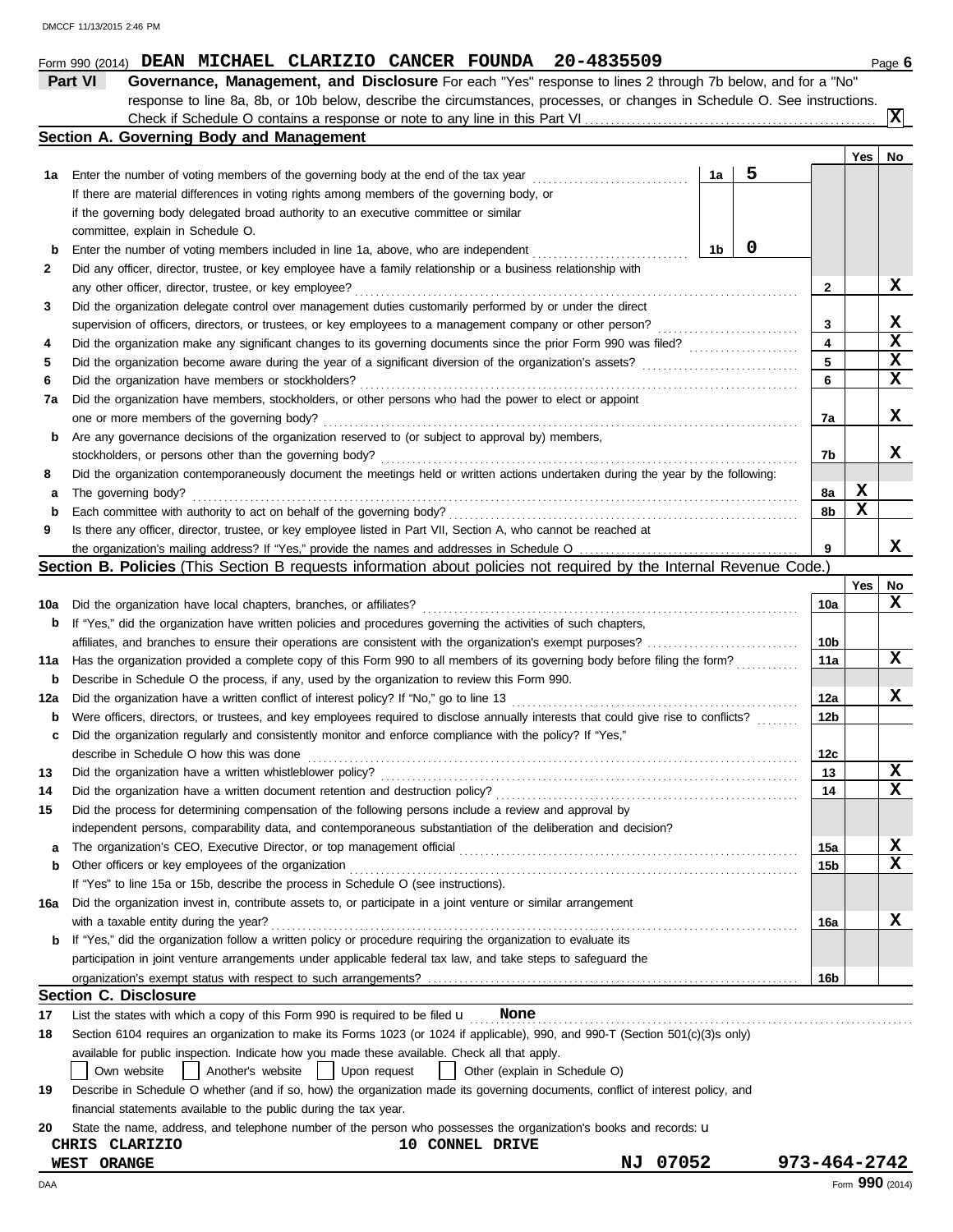DMCCF 11/13/2015 2:46 PM

Form 990 (2014) **DEAN MICHAEL CLARIZIO CANCER FOUNDA 20-4835509** Page **6**

## Part VI Governance, Management, and Disclosure

For each "Yes" response to lines 2 through 7b below, and for a "No" response to line 8a, 8b, or 10b below, describe the circumstances, processes, or changes in Schedule O. See instructions.

Check if Schedule O contains a response or note to any line in this Part VI ... **X**

### Section A. Governing Body and Management

| | | | | Yes | No |
|---|---|---|---|---|---|
| **1a** | Enter the number of voting members of the governing body at the end of the tax year | 1a | 5 | | |
| | If there are material differences in voting rights among members of the governing body, or if the governing body delegated broad authority to an executive committee or similar committee, explain in Schedule O. | | | | |
| **b** | Enter the number of voting members included in line 1a, above, who are independent | 1b | 0 | | |
| **2** | Did any officer, director, trustee, or key employee have a family relationship or a business relationship with any other officer, director, trustee, or key employee? | 2 | | | X |
| **3** | Did the organization delegate control over management duties customarily performed by or under the direct supervision of officers, directors, or trustees, or key employees to a management company or other person? | 3 | | | X |
| **4** | Did the organization make any significant changes to its governing documents since the prior Form 990 was filed? | 4 | | | X |
| **5** | Did the organization become aware during the year of a significant diversion of the organization's assets? | 5 | | | X |
| **6** | Did the organization have members or stockholders? | 6 | | | X |
| **7a** | Did the organization have members, stockholders, or other persons who had the power to elect or appoint one or more members of the governing body? | 7a | | | X |
| **b** | Are any governance decisions of the organization reserved to (or subject to approval by) members, stockholders, or persons other than the governing body? | 7b | | | X |
| **8** | Did the organization contemporaneously document the meetings held or written actions undertaken during the year by the following: | | | | |
| **a** | The governing body? | 8a | | X | |
| **b** | Each committee with authority to act on behalf of the governing body? | 8b | | X | |
| **9** | Is there any officer, director, trustee, or key employee listed in Part VII, Section A, who cannot be reached at the organization's mailing address? If "Yes," provide the names and addresses in Schedule O | 9 | | | X |

### Section B. Policies (This Section B requests information about policies not required by the Internal Revenue Code.)

| | | | Yes | No |
|---|---|---|---|---|
| **10a** | Did the organization have local chapters, branches, or affiliates? | 10a | | X |
| **b** | If "Yes," did the organization have written policies and procedures governing the activities of such chapters, affiliates, and branches to ensure their operations are consistent with the organization's exempt purposes? | 10b | | |
| **11a** | Has the organization provided a complete copy of this Form 990 to all members of its governing body before filing the form? | 11a | | X |
| **b** | Describe in Schedule O the process, if any, used by the organization to review this Form 990. | | | |
| **12a** | Did the organization have a written conflict of interest policy? If "No," go to line 13 | 12a | | X |
| **b** | Were officers, directors, or trustees, and key employees required to disclose annually interests that could give rise to conflicts? | 12b | | |
| **c** | Did the organization regularly and consistently monitor and enforce compliance with the policy? If "Yes," describe in Schedule O how this was done | 12c | | |
| **13** | Did the organization have a written whistleblower policy? | 13 | | X |
| **14** | Did the organization have a written document retention and destruction policy? | 14 | | X |
| **15** | Did the process for determining compensation of the following persons include a review and approval by independent persons, comparability data, and contemporaneous substantiation of the deliberation and decision? | | | |
| **a** | The organization's CEO, Executive Director, or top management official | 15a | | X |
| **b** | Other officers or key employees of the organization | 15b | | X |
| | If "Yes" to line 15a or 15b, describe the process in Schedule O (see instructions). | | | |
| **16a** | Did the organization invest in, contribute assets to, or participate in a joint venture or similar arrangement with a taxable entity during the year? | 16a | | X |
| **b** | If "Yes," did the organization follow a written policy or procedure requiring the organization to evaluate its participation in joint venture arrangements under applicable federal tax law, and take steps to safeguard the organization's exempt status with respect to such arrangements? | 16b | | |

### Section C. Disclosure

**17** List the states with which a copy of this Form 990 is required to be filed **None**

**18** Section 6104 requires an organization to make its Forms 1023 (or 1024 if applicable), 990, and 990-T (Section 501(c)(3)s only) available for public inspection. Indicate how you made these available. Check all that apply.

☐ Own website ☐ Another's website ☐ Upon request ☐ Other (explain in Schedule O)

**19** Describe in Schedule O whether (and if so, how) the organization made its governing documents, conflict of interest policy, and financial statements available to the public during the tax year.

**20** State the name, address, and telephone number of the person who possesses the organization's books and records:

**CHRIS CLARIZIO** **10 CONNEL DRIVE**
**WEST ORANGE** **NJ 07052** **973-464-2742**

DAA Form **990** (2014)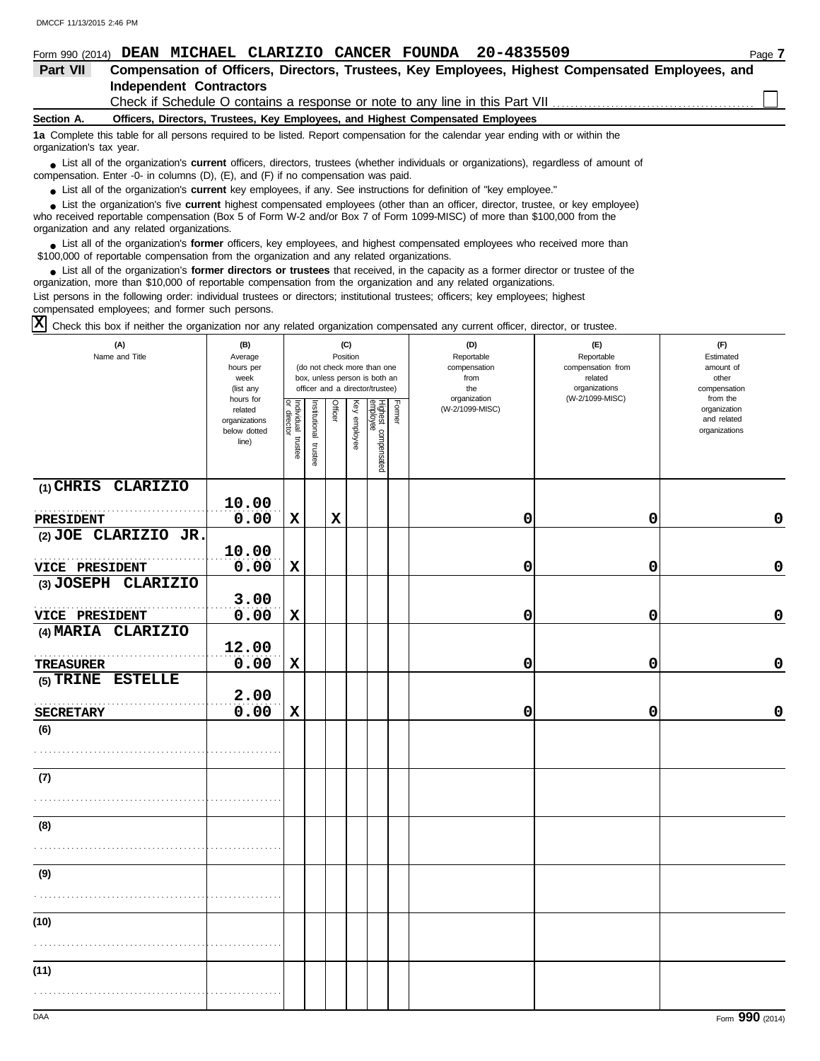Form 990 (2014) **DEAN MICHAEL CLARIZIO CANCER FOUNDA 20-4835509**

## Part VII Compensation of Officers, Directors, Trustees, Key Employees, Highest Compensated Employees, and Independent Contractors

Check if Schedule O contains a response or note to any line in this Part VII ☐

**Section A. Officers, Directors, Trustees, Key Employees, and Highest Compensated Employees**

**1a** Complete this table for all persons required to be listed. Report compensation for the calendar year ending with or within the organization's tax year.

- List all of the organization's **current** officers, directors, trustees (whether individuals or organizations), regardless of amount of compensation. Enter -0- in columns (D), (E), and (F) if no compensation was paid.
- List all of the organization's **current** key employees, if any. See instructions for definition of "key employee."
- List the organization's five **current** highest compensated employees (other than an officer, director, trustee, or key employee) who received reportable compensation (Box 5 of Form W-2 and/or Box 7 of Form 1099-MISC) of more than $100,000 from the organization and any related organizations.
- List all of the organization's **former** officers, key employees, and highest compensated employees who received more than $100,000 of reportable compensation from the organization and any related organizations.
- List all of the organization's **former directors or trustees** that received, in the capacity as a former director or trustee of the organization, more than $10,000 of reportable compensation from the organization and any related organizations.

List persons in the following order: individual trustees or directors; institutional trustees; officers; key employees; highest compensated employees; and former such persons.

☒ Check this box if neither the organization nor any related organization compensated any current officer, director, or trustee.

| (A) Name and Title | (B) Average hours per week (list any hours for related organizations below dotted line) | (C) Position: Individual trustee or director | Institutional trustee | Officer | Key employee | Highest compensated employee | Former | (D) Reportable compensation from the organization (W-2/1099-MISC) | (E) Reportable compensation from related organizations (W-2/1099-MISC) | (F) Estimated amount of other compensation from the organization and related organizations |
|---|---|---|---|---|---|---|---|---|---|---|
| (1) CHRIS CLARIZIO<br>PRESIDENT | 10.00<br>0.00 | X | | X | | | | 0 | 0 | 0 |
| (2) JOE CLARIZIO JR.<br>VICE PRESIDENT | 10.00<br>0.00 | X | | | | | | 0 | 0 | 0 |
| (3) JOSEPH CLARIZIO<br>VICE PRESIDENT | 3.00<br>0.00 | X | | | | | | 0 | 0 | 0 |
| (4) MARIA CLARIZIO<br>TREASURER | 12.00<br>0.00 | X | | | | | | 0 | 0 | 0 |
| (5) TRINE ESTELLE<br>SECRETARY | 2.00<br>0.00 | X | | | | | | 0 | 0 | 0 |
| (6) | | | | | | | | | | |
| (7) | | | | | | | | | | |
| (8) | | | | | | | | | | |
| (9) | | | | | | | | | | |
| (10) | | | | | | | | | | |
| (11) | | | | | | | | | | |

Form **990** (2014)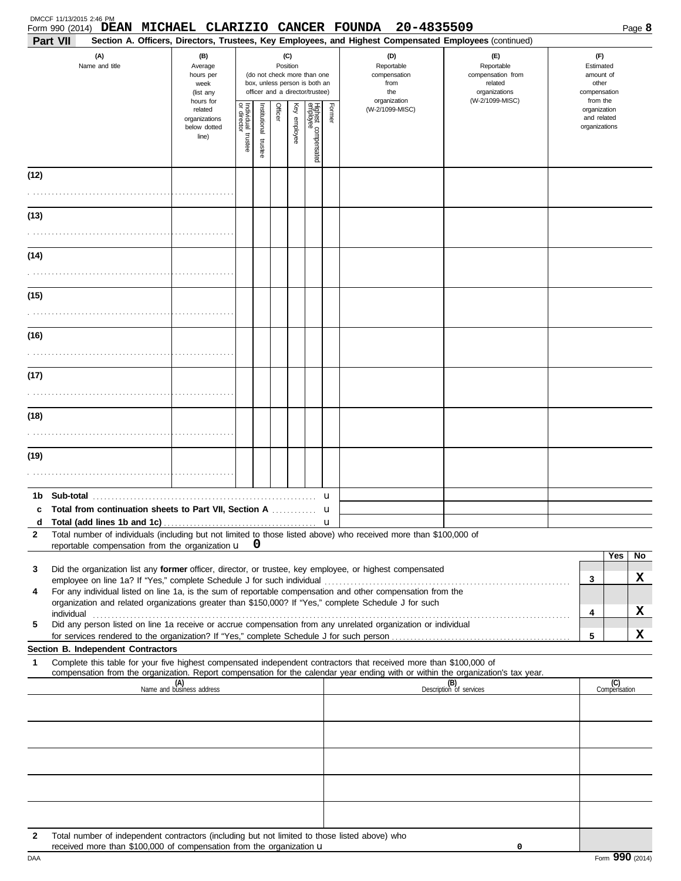Form 990 (2014) **DEAN MICHAEL CLARIZIO CANCER FOUNDA 20-4835509**

**Part VII** **Section A. Officers, Directors, Trustees, Key Employees, and Highest Compensated Employees** (continued)

| (A) Name and title | (B) Average hours per week (list any hours for related organizations below dotted line) | (C) Position (do not check more than one box, unless person is both an officer and a director/trustee) | | | | | | (D) Reportable compensation from the organization (W-2/1099-MISC) | (E) Reportable compensation from related organizations (W-2/1099-MISC) | (F) Estimated amount of other compensation from the organization and related organizations |
|---|---|---|---|---|---|---|---|---|---|---|
| | | Individual trustee or director | Institutional trustee | Officer | Key employee | Highest compensated employee | Former | | | |
| (12) | | | | | | | | | | |
| (13) | | | | | | | | | | |
| (14) | | | | | | | | | | |
| (15) | | | | | | | | | | |
| (16) | | | | | | | | | | |
| (17) | | | | | | | | | | |
| (18) | | | | | | | | | | |
| (19) | | | | | | | | | | |

| | | | | |
|---|---|---|---|---|
| 1b | **Sub-total** | | | |
| c | **Total from continuation sheets to Part VII, Section A** | | | |
| d | **Total (add lines 1b and 1c)** | | | |

2 Total number of individuals (including but not limited to those listed above) who received more than $100,000 of reportable compensation from the organization u **0**

| | | | Yes | No |
|---|---|---|---|---|
| 3 | Did the organization list any **former** officer, director, or trustee, key employee, or highest compensated employee on line 1a? If "Yes," complete Schedule J for such individual | 3 | | X |
| 4 | For any individual listed on line 1a, is the sum of reportable compensation and other compensation from the organization and related organizations greater than $150,000? If "Yes," complete Schedule J for such individual | 4 | | X |
| 5 | Did any person listed on line 1a receive or accrue compensation from any unrelated organization or individual for services rendered to the organization? If "Yes," complete Schedule J for such person | 5 | | X |

**Section B. Independent Contractors**

1 Complete this table for your five highest compensated independent contractors that received more than $100,000 of compensation from the organization. Report compensation for the calendar year ending with or within the organization's tax year.

| (A) Name and business address | (B) Description of services | (C) Compensation |
|---|---|---|
| | | |
| | | |
| | | |
| | | |
| | | |

2 Total number of independent contractors (including but not limited to those listed above) who received more than $100,000 of compensation from the organization u **0**

Form **990** (2014)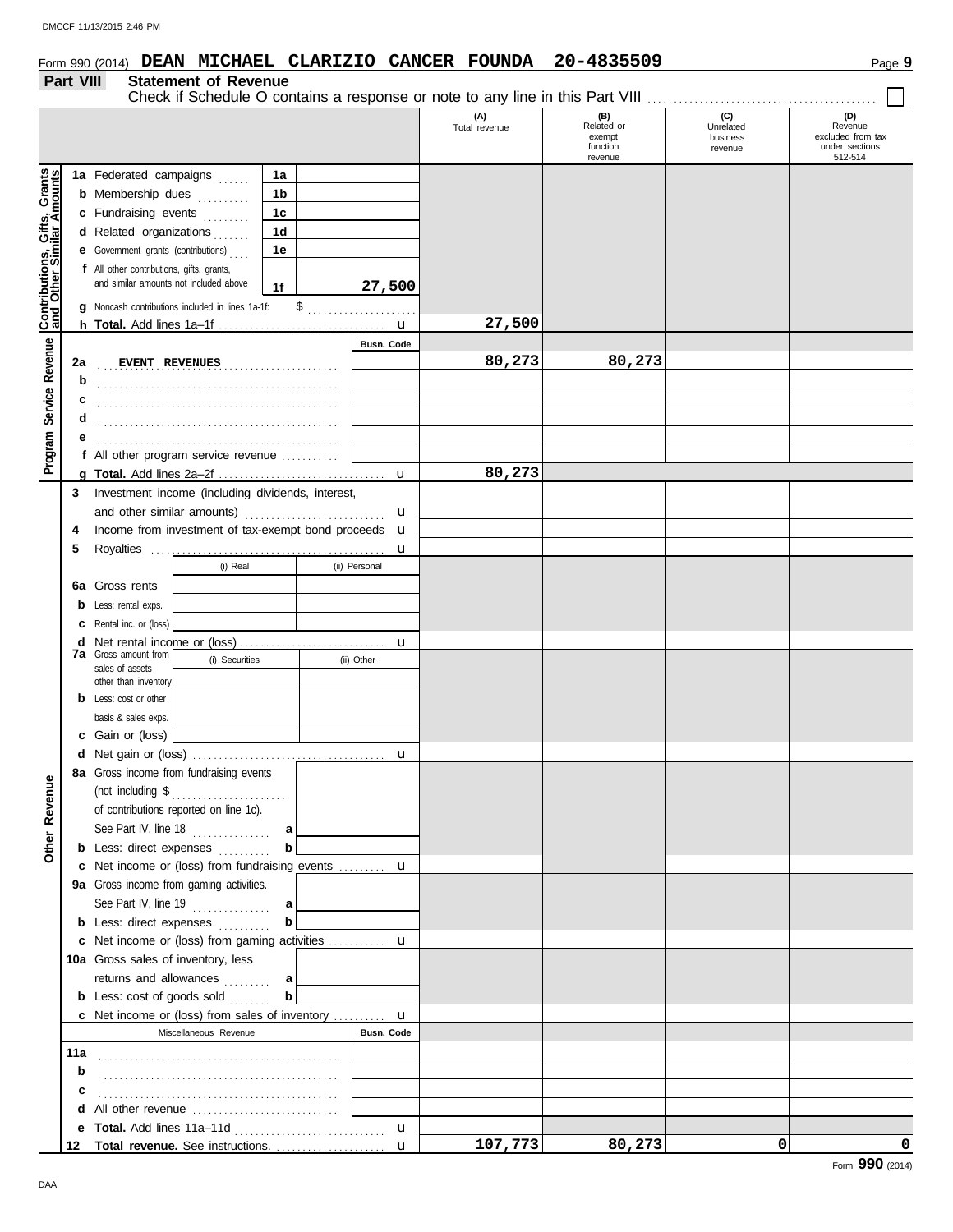Form 990 (2014) **DEAN MICHAEL CLARIZIO CANCER FOUNDA 20-4835509**

## Part VIII Statement of Revenue

Check if Schedule O contains a response or note to any line in this Part VIII ☐

| | | | (A) Total revenue | (B) Related or exempt function revenue | (C) Unrelated business revenue | (D) Revenue excluded from tax under sections 512-514 |
|---|---|---|---|---|---|---|
| **Contributions, Gifts, Grants and Other Similar Amounts** | | | | | | |
| 1a Federated campaigns | 1a | | | | | |
| b Membership dues | 1b | | | | | |
| c Fundraising events | 1c | | | | | |
| d Related organizations | 1d | | | | | |
| e Government grants (contributions) | 1e | | | | | |
| f All other contributions, gifts, grants, and similar amounts not included above | 1f | 27,500 | | | | |
| g Noncash contributions included in lines 1a-1f: $ | | | | | | |
| h **Total.** Add lines 1a–1f | | | 27,500 | | | |
| **Program Service Revenue** | | Busn. Code | | | | |
| 2a EVENT REVENUES | | | 80,273 | 80,273 | | |
| b | | | | | | |
| c | | | | | | |
| d | | | | | | |
| e | | | | | | |
| f All other program service revenue | | | | | | |
| g **Total.** Add lines 2a–2f | | | 80,273 | | | |
| **Other Revenue** | | | | | | |
| 3 Investment income (including dividends, interest, and other similar amounts) | | | | | | |
| 4 Income from investment of tax-exempt bond proceeds | | | | | | |
| 5 Royalties | | | | | | |
| | (i) Real | (ii) Personal | | | | |
| 6a Gross rents | | | | | | |
| b Less: rental exps. | | | | | | |
| c Rental inc. or (loss) | | | | | | |
| d Net rental income or (loss) | | | | | | |
| 7a Gross amount from sales of assets other than inventory | (i) Securities | (ii) Other | | | | |
| b Less: cost or other basis & sales exps. | | | | | | |
| c Gain or (loss) | | | | | | |
| d Net gain or (loss) | | | | | | |
| 8a Gross income from fundraising events (not including $ of contributions reported on line 1c). See Part IV, line 18 | a | | | | | |
| b Less: direct expenses | b | | | | | |
| c Net income or (loss) from fundraising events | | | | | | |
| 9a Gross income from gaming activities. See Part IV, line 19 | a | | | | | |
| b Less: direct expenses | b | | | | | |
| c Net income or (loss) from gaming activities | | | | | | |
| 10a Gross sales of inventory, less returns and allowances | a | | | | | |
| b Less: cost of goods sold | b | | | | | |
| c Net income or (loss) from sales of inventory | | | | | | |
| Miscellaneous Revenue | | Busn. Code | | | | |
| 11a | | | | | | |
| b | | | | | | |
| c | | | | | | |
| d All other revenue | | | | | | |
| e **Total.** Add lines 11a–11d | | | | | | |
| 12 **Total revenue.** See instructions. | | | 107,773 | 80,273 | 0 | 0 |

Form **990** (2014)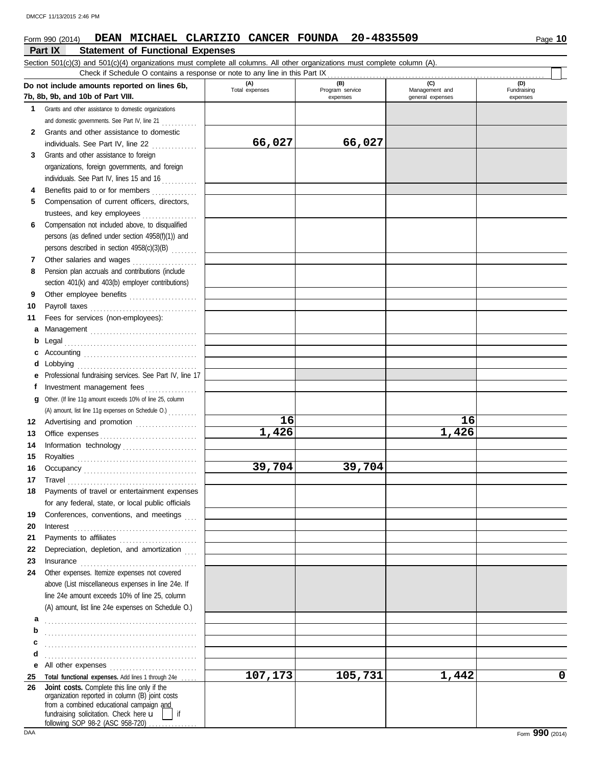Form 990 (2014) **DEAN MICHAEL CLARIZIO CANCER FOUNDA 20-4835509** Page **10**

## Part IX Statement of Functional Expenses

Section 501(c)(3) and 501(c)(4) organizations must complete all columns. All other organizations must complete column (A).

Check if Schedule O contains a response or note to any line in this Part IX

| | Do not include amounts reported on lines 6b, 7b, 8b, 9b, and 10b of Part VIII. | (A) Total expenses | (B) Program service expenses | (C) Management and general expenses | (D) Fundraising expenses |
|---|---|---|---|---|---|
| 1 | Grants and other assistance to domestic organizations and domestic governments. See Part IV, line 21 | | | | |
| 2 | Grants and other assistance to domestic individuals. See Part IV, line 22 | 66,027 | 66,027 | | |
| 3 | Grants and other assistance to foreign organizations, foreign governments, and foreign individuals. See Part IV, lines 15 and 16 | | | | |
| 4 | Benefits paid to or for members | | | | |
| 5 | Compensation of current officers, directors, trustees, and key employees | | | | |
| 6 | Compensation not included above, to disqualified persons (as defined under section 4958(f)(1)) and persons described in section 4958(c)(3)(B) | | | | |
| 7 | Other salaries and wages | | | | |
| 8 | Pension plan accruals and contributions (include section 401(k) and 403(b) employer contributions) | | | | |
| 9 | Other employee benefits | | | | |
| 10 | Payroll taxes | | | | |
| 11 | Fees for services (non-employees): | | | | |
| a | Management | | | | |
| b | Legal | | | | |
| c | Accounting | | | | |
| d | Lobbying | | | | |
| e | Professional fundraising services. See Part IV, line 17 | | | | |
| f | Investment management fees | | | | |
| g | Other. (If line 11g amount exceeds 10% of line 25, column (A) amount, list line 11g expenses on Schedule O.) | | | | |
| 12 | Advertising and promotion | 16 | | 16 | |
| 13 | Office expenses | 1,426 | | 1,426 | |
| 14 | Information technology | | | | |
| 15 | Royalties | | | | |
| 16 | Occupancy | 39,704 | 39,704 | | |
| 17 | Travel | | | | |
| 18 | Payments of travel or entertainment expenses for any federal, state, or local public officials | | | | |
| 19 | Conferences, conventions, and meetings | | | | |
| 20 | Interest | | | | |
| 21 | Payments to affiliates | | | | |
| 22 | Depreciation, depletion, and amortization | | | | |
| 23 | Insurance | | | | |
| 24 | Other expenses. Itemize expenses not covered above (List miscellaneous expenses in line 24e. If line 24e amount exceeds 10% of line 25, column (A) amount, list line 24e expenses on Schedule O.) | | | | |
| a | | | | | |
| b | | | | | |
| c | | | | | |
| d | | | | | |
| e | All other expenses | | | | |
| 25 | **Total functional expenses.** Add lines 1 through 24e | 107,173 | 105,731 | 1,442 | 0 |
| 26 | **Joint costs.** Complete this line only if the organization reported in column (B) joint costs from a combined educational campaign and fundraising solicitation. Check here ☐ if following SOP 98-2 (ASC 958-720) | | | | |

Form **990** (2014)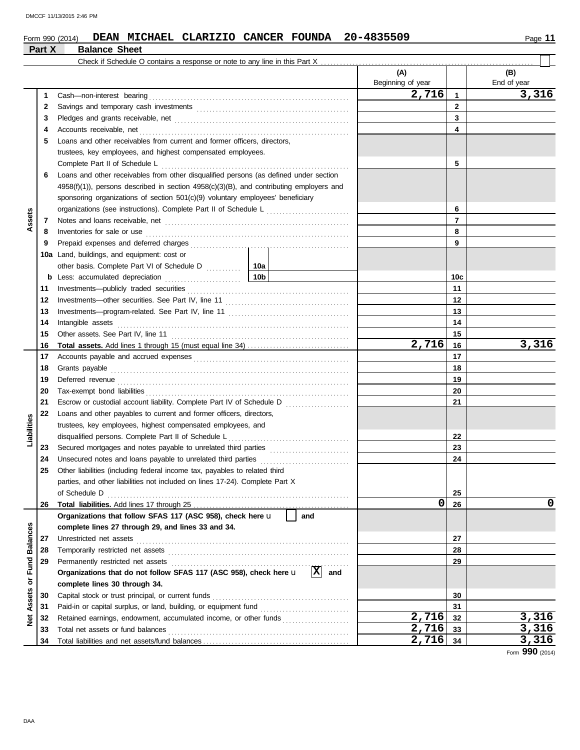Form 990 (2014) **DEAN MICHAEL CLARIZIO CANCER FOUNDA 20-4835509** Page **11**

## Part X Balance Sheet

Check if Schedule O contains a response or note to any line in this Part X . . . . . . . . . . . . . . . . . . . . . . . . . . . . . . . . . . . . . . . . ☐

| | | | (A) Beginning of year | | (B) End of year |
|---|---|---|---|---|---|
| **Assets** | 1 | Cash—non-interest bearing | 2,716 | 1 | 3,316 |
| | 2 | Savings and temporary cash investments | | 2 | |
| | 3 | Pledges and grants receivable, net | | 3 | |
| | 4 | Accounts receivable, net | | 4 | |
| | 5 | Loans and other receivables from current and former officers, directors, trustees, key employees, and highest compensated employees. Complete Part II of Schedule L | | 5 | |
| | 6 | Loans and other receivables from other disqualified persons (as defined under section 4958(f)(1)), persons described in section 4958(c)(3)(B), and contributing employers and sponsoring organizations of section 501(c)(9) voluntary employees' beneficiary organizations (see instructions). Complete Part II of Schedule L | | 6 | |
| | 7 | Notes and loans receivable, net | | 7 | |
| | 8 | Inventories for sale or use | | 8 | |
| | 9 | Prepaid expenses and deferred charges | | 9 | |
| | 10a | Land, buildings, and equipment: cost or other basis. Complete Part VI of Schedule D . . . 10a | | | |
| | b | Less: accumulated depreciation . . . 10b | | 10c | |
| | 11 | Investments—publicly traded securities | | 11 | |
| | 12 | Investments—other securities. See Part IV, line 11 | | 12 | |
| | 13 | Investments—program-related. See Part IV, line 11 | | 13 | |
| | 14 | Intangible assets | | 14 | |
| | 15 | Other assets. See Part IV, line 11 | | 15 | |
| | 16 | **Total assets.** Add lines 1 through 15 (must equal line 34) | 2,716 | 16 | 3,316 |
| **Liabilities** | 17 | Accounts payable and accrued expenses | | 17 | |
| | 18 | Grants payable | | 18 | |
| | 19 | Deferred revenue | | 19 | |
| | 20 | Tax-exempt bond liabilities | | 20 | |
| | 21 | Escrow or custodial account liability. Complete Part IV of Schedule D | | 21 | |
| | 22 | Loans and other payables to current and former officers, directors, trustees, key employees, highest compensated employees, and disqualified persons. Complete Part II of Schedule L | | 22 | |
| | 23 | Secured mortgages and notes payable to unrelated third parties | | 23 | |
| | 24 | Unsecured notes and loans payable to unrelated third parties | | 24 | |
| | 25 | Other liabilities (including federal income tax, payables to related third parties, and other liabilities not included on lines 17-24). Complete Part X of Schedule D | | 25 | |
| | 26 | **Total liabilities.** Add lines 17 through 25 | 0 | 26 | 0 |
| **Net Assets or Fund Balances** | | **Organizations that follow SFAS 117 (ASC 958), check here** ☐ **and complete lines 27 through 29, and lines 33 and 34.** | | | |
| | 27 | Unrestricted net assets | | 27 | |
| | 28 | Temporarily restricted net assets | | 28 | |
| | 29 | Permanently restricted net assets | | 29 | |
| | | **Organizations that do not follow SFAS 117 (ASC 958), check here** ☒ **and complete lines 30 through 34.** | | | |
| | 30 | Capital stock or trust principal, or current funds | | 30 | |
| | 31 | Paid-in or capital surplus, or land, building, or equipment fund | | 31 | |
| | 32 | Retained earnings, endowment, accumulated income, or other funds | 2,716 | 32 | 3,316 |
| | 33 | Total net assets or fund balances | 2,716 | 33 | 3,316 |
| | 34 | Total liabilities and net assets/fund balances | 2,716 | 34 | 3,316 |

Form **990** (2014)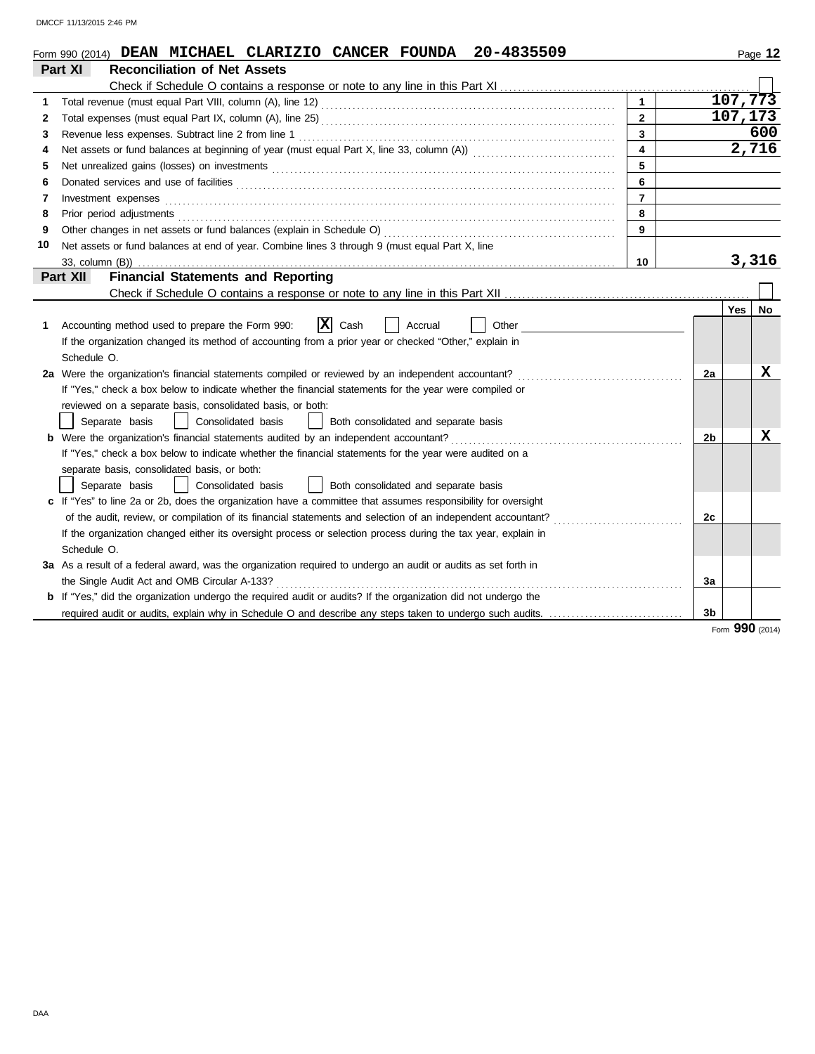DMCCF 11/13/2015 2:46 PM

Form 990 (2014) **DEAN MICHAEL CLARIZIO CANCER FOUNDA 20-4835509**

## Part XI Reconciliation of Net Assets

Check if Schedule O contains a response or note to any line in this Part XI ☐

| | | | |
|---|---|---|---|
| 1 | Total revenue (must equal Part VIII, column (A), line 12) | 1 | 107,773 |
| 2 | Total expenses (must equal Part IX, column (A), line 25) | 2 | 107,173 |
| 3 | Revenue less expenses. Subtract line 2 from line 1 | 3 | 600 |
| 4 | Net assets or fund balances at beginning of year (must equal Part X, line 33, column (A)) | 4 | 2,716 |
| 5 | Net unrealized gains (losses) on investments | 5 | |
| 6 | Donated services and use of facilities | 6 | |
| 7 | Investment expenses | 7 | |
| 8 | Prior period adjustments | 8 | |
| 9 | Other changes in net assets or fund balances (explain in Schedule O) | 9 | |
| 10 | Net assets or fund balances at end of year. Combine lines 3 through 9 (must equal Part X, line 33, column (B)) | 10 | 3,316 |

## Part XII Financial Statements and Reporting

Check if Schedule O contains a response or note to any line in this Part XII ☐

| | | | Yes | No |
|---|---|---|---|---|
| 1 | Accounting method used to prepare the Form 990: ☒ Cash ☐ Accrual ☐ Other<br>If the organization changed its method of accounting from a prior year or checked "Other," explain in Schedule O. | | | |
| 2a | Were the organization's financial statements compiled or reviewed by an independent accountant?<br>If "Yes," check a box below to indicate whether the financial statements for the year were compiled or reviewed on a separate basis, consolidated basis, or both:<br>☐ Separate basis ☐ Consolidated basis ☐ Both consolidated and separate basis | 2a | | X |
| b | Were the organization's financial statements audited by an independent accountant?<br>If "Yes," check a box below to indicate whether the financial statements for the year were audited on a separate basis, consolidated basis, or both:<br>☐ Separate basis ☐ Consolidated basis ☐ Both consolidated and separate basis | 2b | | X |
| c | If "Yes" to line 2a or 2b, does the organization have a committee that assumes responsibility for oversight of the audit, review, or compilation of its financial statements and selection of an independent accountant?<br>If the organization changed either its oversight process or selection process during the tax year, explain in Schedule O. | 2c | | |
| 3a | As a result of a federal award, was the organization required to undergo an audit or audits as set forth in the Single Audit Act and OMB Circular A-133? | 3a | | |
| b | If "Yes," did the organization undergo the required audit or audits? If the organization did not undergo the required audit or audits, explain why in Schedule O and describe any steps taken to undergo such audits. | 3b | | |

Form **990** (2014)

DAA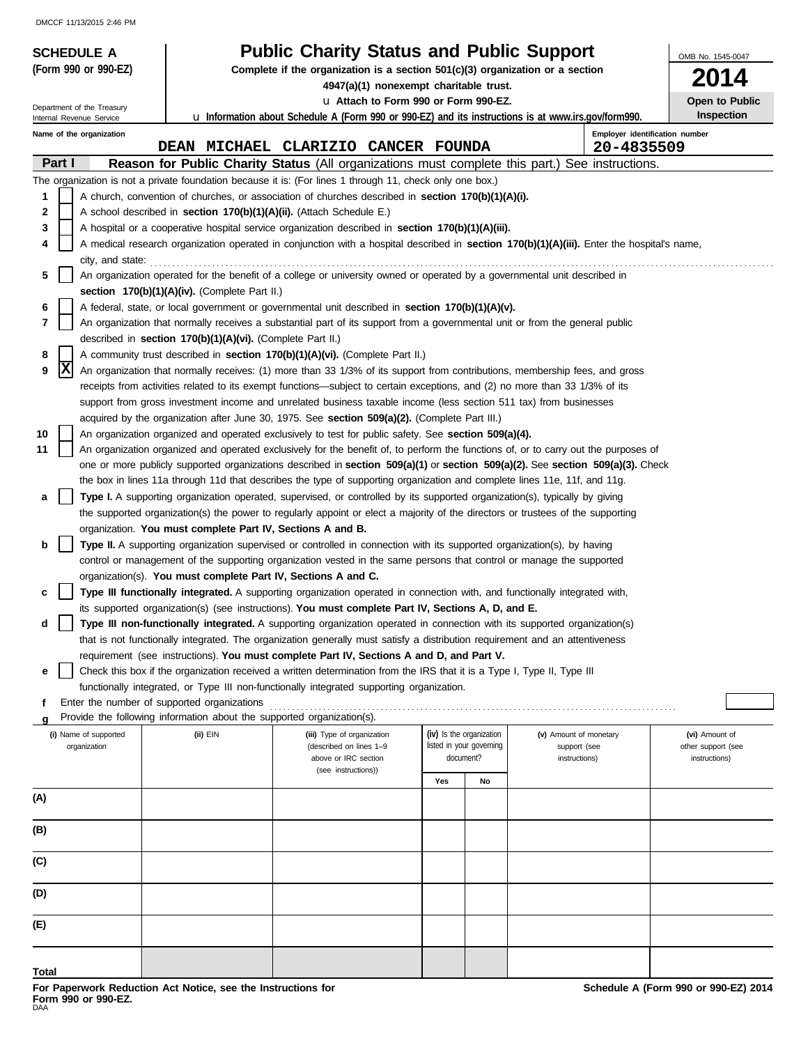DMCCF 11/13/2015 2:46 PM

**SCHEDULE A**
**(Form 990 or 990-EZ)**

Department of the Treasury
Internal Revenue Service

# Public Charity Status and Public Support

**Complete if the organization is a section 501(c)(3) organization or a section 4947(a)(1) nonexempt charitable trust.**

u **Attach to Form 990 or Form 990-EZ.**

u **Information about Schedule A (Form 990 or 990-EZ) and its instructions is at www.irs.gov/form990.**

OMB No. 1545-0047

**2014**

**Open to Public Inspection**

Name of the organization: **DEAN MICHAEL CLARIZIO CANCER FOUNDA**

Employer identification number: **20-4835509**

**Part I** **Reason for Public Charity Status** (All organizations must complete this part.) See instructions.

The organization is not a private foundation because it is: (For lines 1 through 11, check only one box.)

1 [ ] A church, convention of churches, or association of churches described in **section 170(b)(1)(A)(i).**

2 [ ] A school described in **section 170(b)(1)(A)(ii).** (Attach Schedule E.)

3 [ ] A hospital or a cooperative hospital service organization described in **section 170(b)(1)(A)(iii).**

4 [ ] A medical research organization operated in conjunction with a hospital described in **section 170(b)(1)(A)(iii).** Enter the hospital's name, city, and state: ..........

5 [ ] An organization operated for the benefit of a college or university owned or operated by a governmental unit described in **section 170(b)(1)(A)(iv).** (Complete Part II.)

6 [ ] A federal, state, or local government or governmental unit described in **section 170(b)(1)(A)(v).**

7 [ ] An organization that normally receives a substantial part of its support from a governmental unit or from the general public described in **section 170(b)(1)(A)(vi).** (Complete Part II.)

8 [ ] A community trust described in **section 170(b)(1)(A)(vi).** (Complete Part II.)

9 [X] An organization that normally receives: (1) more than 33 1/3% of its support from contributions, membership fees, and gross receipts from activities related to its exempt functions—subject to certain exceptions, and (2) no more than 33 1/3% of its support from gross investment income and unrelated business taxable income (less section 511 tax) from businesses acquired by the organization after June 30, 1975. See **section 509(a)(2).** (Complete Part III.)

10 [ ] An organization organized and operated exclusively to test for public safety. See **section 509(a)(4).**

11 [ ] An organization organized and operated exclusively for the benefit of, to perform the functions of, or to carry out the purposes of one or more publicly supported organizations described in **section 509(a)(1)** or **section 509(a)(2).** See **section 509(a)(3).** Check the box in lines 11a through 11d that describes the type of supporting organization and complete lines 11e, 11f, and 11g.

a [ ] **Type I.** A supporting organization operated, supervised, or controlled by its supported organization(s), typically by giving the supported organization(s) the power to regularly appoint or elect a majority of the directors or trustees of the supporting organization. **You must complete Part IV, Sections A and B.**

b [ ] **Type II.** A supporting organization supervised or controlled in connection with its supported organization(s), by having control or management of the supporting organization vested in the same persons that control or manage the supported organization(s). **You must complete Part IV, Sections A and C.**

c [ ] **Type III functionally integrated.** A supporting organization operated in connection with, and functionally integrated with, its supported organization(s) (see instructions). **You must complete Part IV, Sections A, D, and E.**

d [ ] **Type III non-functionally integrated.** A supporting organization operated in connection with its supported organization(s) that is not functionally integrated. The organization generally must satisfy a distribution requirement and an attentiveness requirement (see instructions). **You must complete Part IV, Sections A and D, and Part V.**

e [ ] Check this box if the organization received a written determination from the IRS that it is a Type I, Type II, Type III functionally integrated, or Type III non-functionally integrated supporting organization.

f Enter the number of supported organizations ..........

g Provide the following information about the supported organization(s).

| (i) Name of supported organization | (ii) EIN | (iii) Type of organization (described on lines 1–9 above or IRC section (see instructions)) | (iv) Is the organization listed in your governing document? Yes | No | (v) Amount of monetary support (see instructions) | (vi) Amount of other support (see instructions) |
|---|---|---|---|---|---|---|
| (A) | | | | | | |
| (B) | | | | | | |
| (C) | | | | | | |
| (D) | | | | | | |
| (E) | | | | | | |
| Total | | | | | | |

**For Paperwork Reduction Act Notice, see the Instructions for Form 990 or 990-EZ.**
DAA

**Schedule A (Form 990 or 990-EZ) 2014**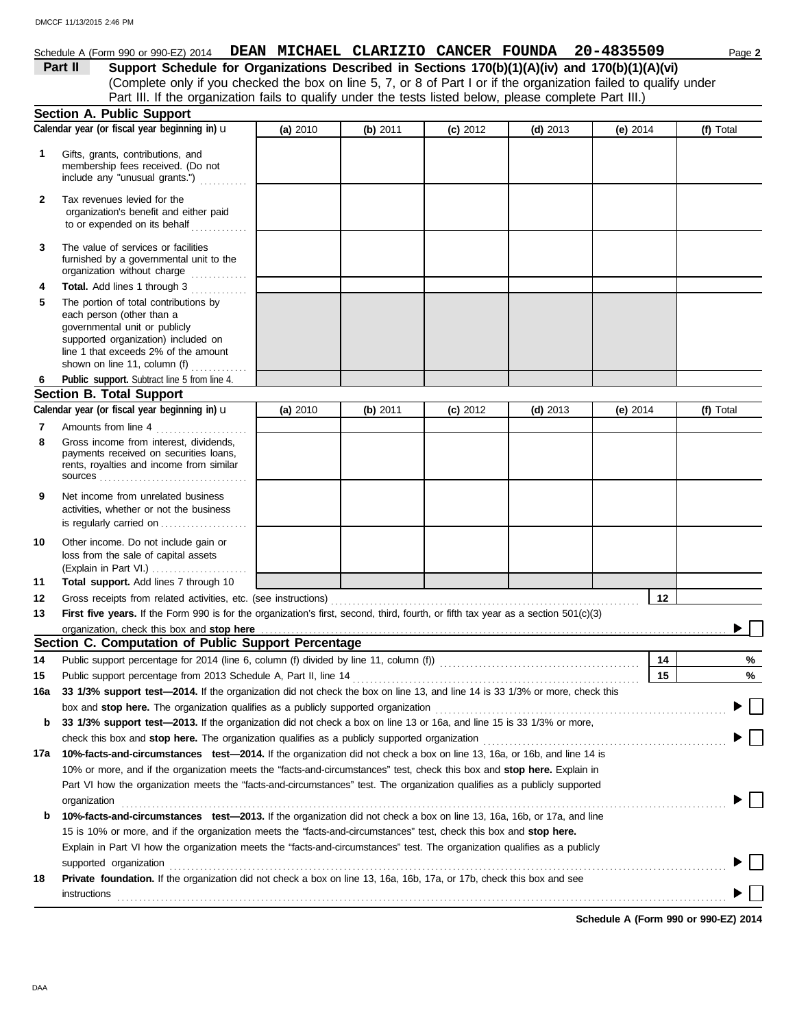Schedule A (Form 990 or 990-EZ) 2014 **DEAN MICHAEL CLARIZIO CANCER FOUNDA 20-4835509**

**Part II** **Support Schedule for Organizations Described in Sections 170(b)(1)(A)(iv) and 170(b)(1)(A)(vi)**
(Complete only if you checked the box on line 5, 7, or 8 of Part I or if the organization failed to qualify under Part III. If the organization fails to qualify under the tests listed below, please complete Part III.)

## Section A. Public Support

| Calendar year (or fiscal year beginning in) ► | (a) 2010 | (b) 2011 | (c) 2012 | (d) 2013 | (e) 2014 | (f) Total |
|---|---|---|---|---|---|---|
| **1** Gifts, grants, contributions, and membership fees received. (Do not include any "unusual grants.") | | | | | | |
| **2** Tax revenues levied for the organization's benefit and either paid to or expended on its behalf | | | | | | |
| **3** The value of services or facilities furnished by a governmental unit to the organization without charge | | | | | | |
| **4** **Total.** Add lines 1 through 3 | | | | | | |
| **5** The portion of total contributions by each person (other than a governmental unit or publicly supported organization) included on line 1 that exceeds 2% of the amount shown on line 11, column (f) | | | | | | |
| **6** **Public support.** Subtract line 5 from line 4. | | | | | | |

## Section B. Total Support

| Calendar year (or fiscal year beginning in) ► | (a) 2010 | (b) 2011 | (c) 2012 | (d) 2013 | (e) 2014 | (f) Total |
|---|---|---|---|---|---|---|
| **7** Amounts from line 4 | | | | | | |
| **8** Gross income from interest, dividends, payments received on securities loans, rents, royalties and income from similar sources | | | | | | |
| **9** Net income from unrelated business activities, whether or not the business is regularly carried on | | | | | | |
| **10** Other income. Do not include gain or loss from the sale of capital assets (Explain in Part VI.) | | | | | | |
| **11** **Total support.** Add lines 7 through 10 | | | | | | |

**12** Gross receipts from related activities, etc. (see instructions) — **12**

**13** **First five years.** If the Form 990 is for the organization's first, second, third, fourth, or fifth tax year as a section 501(c)(3) organization, check this box and **stop here** ► ☐

## Section C. Computation of Public Support Percentage

**14** Public support percentage for 2014 (line 6, column (f) divided by line 11, column (f)) — **14** %

**15** Public support percentage from 2013 Schedule A, Part II, line 14 — **15** %

**16a** **33 1/3% support test—2014.** If the organization did not check the box on line 13, and line 14 is 33 1/3% or more, check this box and **stop here.** The organization qualifies as a publicly supported organization ► ☐

**b** **33 1/3% support test—2013.** If the organization did not check a box on line 13 or 16a, and line 15 is 33 1/3% or more, check this box and **stop here.** The organization qualifies as a publicly supported organization ► ☐

**17a** **10%-facts-and-circumstances test—2014.** If the organization did not check a box on line 13, 16a, or 16b, and line 14 is 10% or more, and if the organization meets the "facts-and-circumstances" test, check this box and **stop here.** Explain in Part VI how the organization meets the "facts-and-circumstances" test. The organization qualifies as a publicly supported organization ► ☐

**b** **10%-facts-and-circumstances test—2013.** If the organization did not check a box on line 13, 16a, 16b, or 17a, and line 15 is 10% or more, and if the organization meets the "facts-and-circumstances" test, check this box and **stop here.** Explain in Part VI how the organization meets the "facts-and-circumstances" test. The organization qualifies as a publicly supported organization ► ☐

**18** **Private foundation.** If the organization did not check a box on line 13, 16a, 16b, 17a, or 17b, check this box and see instructions ► ☐

**Schedule A (Form 990 or 990-EZ) 2014**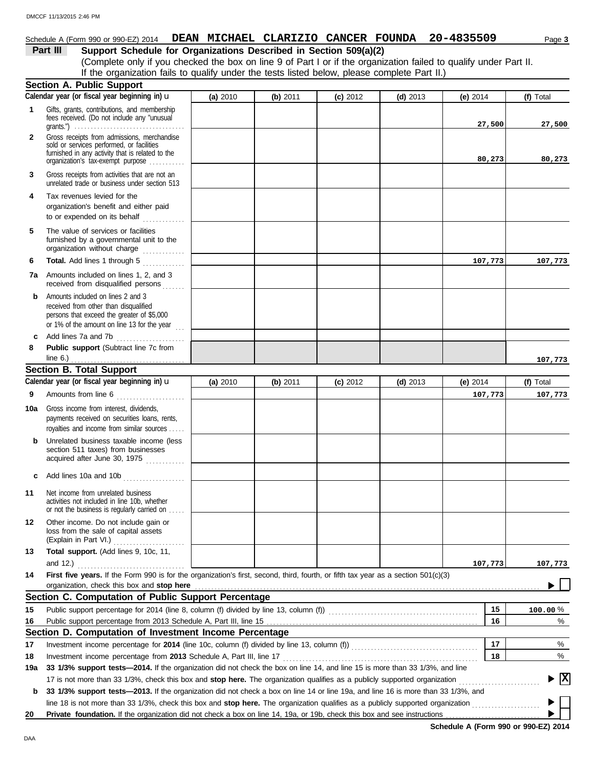Schedule A (Form 990 or 990-EZ) 2014 **DEAN MICHAEL CLARIZIO CANCER FOUNDA 20-4835509** Page **3**

## Part III Support Schedule for Organizations Described in Section 509(a)(2)

(Complete only if you checked the box on line 9 of Part I or if the organization failed to qualify under Part II. If the organization fails to qualify under the tests listed below, please complete Part II.)

### Section A. Public Support

| Calendar year (or fiscal year beginning in) u | (a) 2010 | (b) 2011 | (c) 2012 | (d) 2013 | (e) 2014 | (f) Total |
|---|---|---|---|---|---|---|
| **1** Gifts, grants, contributions, and membership fees received. (Do not include any "unusual grants.") | | | | | 27,500 | 27,500 |
| **2** Gross receipts from admissions, merchandise sold or services performed, or facilities furnished in any activity that is related to the organization's tax-exempt purpose | | | | | 80,273 | 80,273 |
| **3** Gross receipts from activities that are not an unrelated trade or business under section 513 | | | | | | |
| **4** Tax revenues levied for the organization's benefit and either paid to or expended on its behalf | | | | | | |
| **5** The value of services or facilities furnished by a governmental unit to the organization without charge | | | | | | |
| **6** **Total.** Add lines 1 through 5 | | | | | 107,773 | 107,773 |
| **7a** Amounts included on lines 1, 2, and 3 received from disqualified persons | | | | | | |
| **b** Amounts included on lines 2 and 3 received from other than disqualified persons that exceed the greater of $5,000 or 1% of the amount on line 13 for the year | | | | | | |
| **c** Add lines 7a and 7b | | | | | | |
| **8** **Public support** (Subtract line 7c from line 6.) | | | | | | 107,773 |

### Section B. Total Support

| Calendar year (or fiscal year beginning in) u | (a) 2010 | (b) 2011 | (c) 2012 | (d) 2013 | (e) 2014 | (f) Total |
|---|---|---|---|---|---|---|
| **9** Amounts from line 6 | | | | | 107,773 | 107,773 |
| **10a** Gross income from interest, dividends, payments received on securities loans, rents, royalties and income from similar sources | | | | | | |
| **b** Unrelated business taxable income (less section 511 taxes) from businesses acquired after June 30, 1975 | | | | | | |
| **c** Add lines 10a and 10b | | | | | | |
| **11** Net income from unrelated business activities not included in line 10b, whether or not the business is regularly carried on | | | | | | |
| **12** Other income. Do not include gain or loss from the sale of capital assets (Explain in Part VI.) | | | | | | |
| **13** **Total support.** (Add lines 9, 10c, 11, and 12.) | | | | | 107,773 | 107,773 |

**14** **First five years.** If the Form 990 is for the organization's first, second, third, fourth, or fifth tax year as a section 501(c)(3) organization, check this box and **stop here** ☐

### Section C. Computation of Public Support Percentage

| | | | |
|---|---|---|---|
| **15** | Public support percentage for 2014 (line 8, column (f) divided by line 13, column (f)) | 15 | 100.00 % |
| **16** | Public support percentage from 2013 Schedule A, Part III, line 15 | 16 | % |

### Section D. Computation of Investment Income Percentage

| | | | |
|---|---|---|---|
| **17** | Investment income percentage for **2014** (line 10c, column (f) divided by line 13, column (f)) | 17 | % |
| **18** | Investment income percentage from **2013** Schedule A, Part III, line 17 | 18 | % |

**19a** **33 1/3% support tests—2014.** If the organization did not check the box on line 14, and line 15 is more than 33 1/3%, and line 17 is not more than 33 1/3%, check this box and **stop here.** The organization qualifies as a publicly supported organization ☒

**b** **33 1/3% support tests—2013.** If the organization did not check a box on line 14 or line 19a, and line 16 is more than 33 1/3%, and line 18 is not more than 33 1/3%, check this box and **stop here.** The organization qualifies as a publicly supported organization ☐

**20** **Private foundation.** If the organization did not check a box on line 14, 19a, or 19b, check this box and see instructions ☐

**Schedule A (Form 990 or 990-EZ) 2014**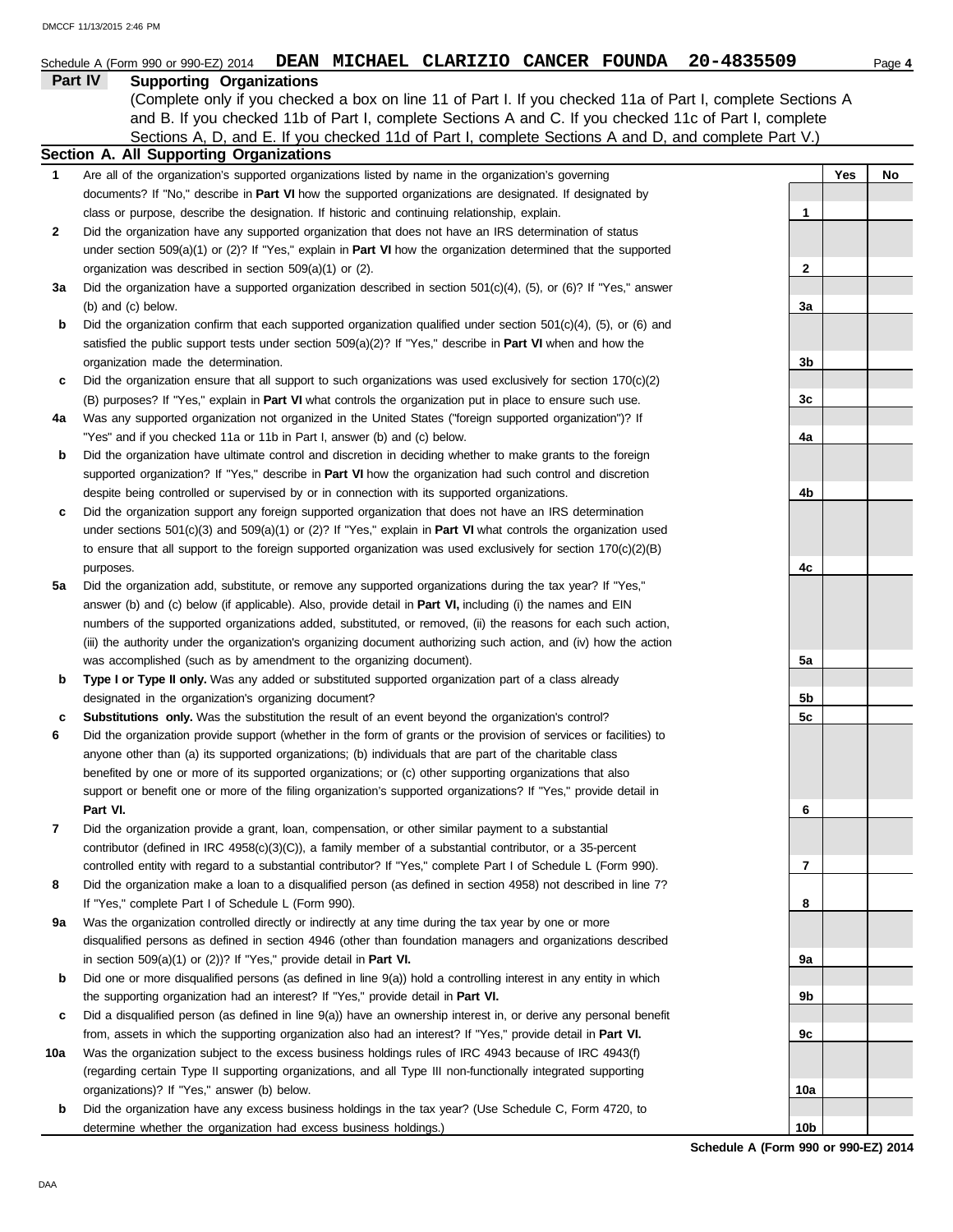Schedule A (Form 990 or 990-EZ) 2014 **DEAN MICHAEL CLARIZIO CANCER FOUNDA 20-4835509** Page **4**

## Part IV Supporting Organizations

(Complete only if you checked a box on line 11 of Part I. If you checked 11a of Part I, complete Sections A and B. If you checked 11b of Part I, complete Sections A and C. If you checked 11c of Part I, complete Sections A, D, and E. If you checked 11d of Part I, complete Sections A and D, and complete Part V.)

### Section A. All Supporting Organizations

| | | | Yes | No |
|---|---|---|---|---|
| **1** | Are all of the organization's supported organizations listed by name in the organization's governing documents? If "No," describe in **Part VI** how the supported organizations are designated. If designated by class or purpose, describe the designation. If historic and continuing relationship, explain. | 1 | | |
| **2** | Did the organization have any supported organization that does not have an IRS determination of status under section 509(a)(1) or (2)? If "Yes," explain in **Part VI** how the organization determined that the supported organization was described in section 509(a)(1) or (2). | 2 | | |
| **3a** | Did the organization have a supported organization described in section 501(c)(4), (5), or (6)? If "Yes," answer (b) and (c) below. | 3a | | |
| **b** | Did the organization confirm that each supported organization qualified under section 501(c)(4), (5), or (6) and satisfied the public support tests under section 509(a)(2)? If "Yes," describe in **Part VI** when and how the organization made the determination. | 3b | | |
| **c** | Did the organization ensure that all support to such organizations was used exclusively for section 170(c)(2)(B) purposes? If "Yes," explain in **Part VI** what controls the organization put in place to ensure such use. | 3c | | |
| **4a** | Was any supported organization not organized in the United States ("foreign supported organization")? If "Yes" and if you checked 11a or 11b in Part I, answer (b) and (c) below. | 4a | | |
| **b** | Did the organization have ultimate control and discretion in deciding whether to make grants to the foreign supported organization? If "Yes," describe in **Part VI** how the organization had such control and discretion despite being controlled or supervised by or in connection with its supported organizations. | 4b | | |
| **c** | Did the organization support any foreign supported organization that does not have an IRS determination under sections 501(c)(3) and 509(a)(1) or (2)? If "Yes," explain in **Part VI** what controls the organization used to ensure that all support to the foreign supported organization was used exclusively for section 170(c)(2)(B) purposes. | 4c | | |
| **5a** | Did the organization add, substitute, or remove any supported organizations during the tax year? If "Yes," answer (b) and (c) below (if applicable). Also, provide detail in **Part VI,** including (i) the names and EIN numbers of the supported organizations added, substituted, or removed, (ii) the reasons for each such action, (iii) the authority under the organization's organizing document authorizing such action, and (iv) how the action was accomplished (such as by amendment to the organizing document). | 5a | | |
| **b** | **Type I or Type II only.** Was any added or substituted supported organization part of a class already designated in the organization's organizing document? | 5b | | |
| **c** | **Substitutions only.** Was the substitution the result of an event beyond the organization's control? | 5c | | |
| **6** | Did the organization provide support (whether in the form of grants or the provision of services or facilities) to anyone other than (a) its supported organizations; (b) individuals that are part of the charitable class benefited by one or more of its supported organizations; or (c) other supporting organizations that also support or benefit one or more of the filing organization's supported organizations? If "Yes," provide detail in **Part VI.** | 6 | | |
| **7** | Did the organization provide a grant, loan, compensation, or other similar payment to a substantial contributor (defined in IRC 4958(c)(3)(C)), a family member of a substantial contributor, or a 35-percent controlled entity with regard to a substantial contributor? If "Yes," complete Part I of Schedule L (Form 990). | 7 | | |
| **8** | Did the organization make a loan to a disqualified person (as defined in section 4958) not described in line 7? If "Yes," complete Part I of Schedule L (Form 990). | 8 | | |
| **9a** | Was the organization controlled directly or indirectly at any time during the tax year by one or more disqualified persons as defined in section 4946 (other than foundation managers and organizations described in section 509(a)(1) or (2))? If "Yes," provide detail in **Part VI.** | 9a | | |
| **b** | Did one or more disqualified persons (as defined in line 9(a)) hold a controlling interest in any entity in which the supporting organization had an interest? If "Yes," provide detail in **Part VI.** | 9b | | |
| **c** | Did a disqualified person (as defined in line 9(a)) have an ownership interest in, or derive any personal benefit from, assets in which the supporting organization also had an interest? If "Yes," provide detail in **Part VI.** | 9c | | |
| **10a** | Was the organization subject to the excess business holdings rules of IRC 4943 because of IRC 4943(f) (regarding certain Type II supporting organizations, and all Type III non-functionally integrated supporting organizations)? If "Yes," answer (b) below. | 10a | | |
| **b** | Did the organization have any excess business holdings in the tax year? (Use Schedule C, Form 4720, to determine whether the organization had excess business holdings.) | 10b | | |

**Schedule A (Form 990 or 990-EZ) 2014**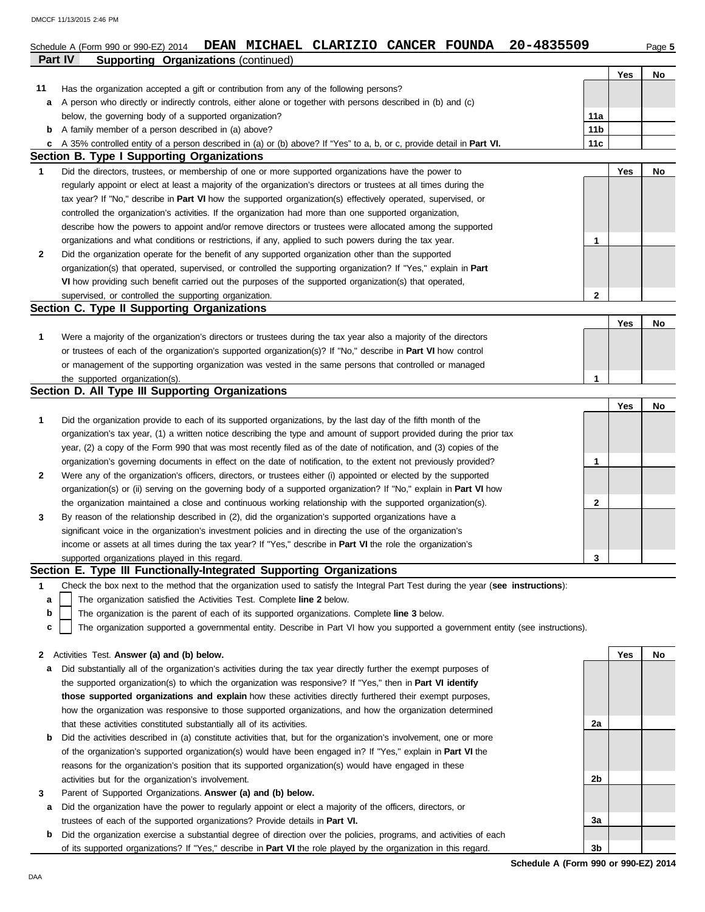Schedule A (Form 990 or 990-EZ) 2014 **DEAN MICHAEL CLARIZIO CANCER FOUNDA 20-4835509**

## Part IV Supporting Organizations (continued)

| | | | Yes | No |
|---|---|---|---|---|
| **11** | Has the organization accepted a gift or contribution from any of the following persons? | | | |
| **a** | A person who directly or indirectly controls, either alone or together with persons described in (b) and (c) below, the governing body of a supported organization? | **11a** | | |
| **b** | A family member of a person described in (a) above? | **11b** | | |
| **c** | A 35% controlled entity of a person described in (a) or (b) above? If "Yes" to a, b, or c, provide detail in **Part VI.** | **11c** | | |

### Section B. Type I Supporting Organizations

| | | | Yes | No |
|---|---|---|---|---|
| **1** | Did the directors, trustees, or membership of one or more supported organizations have the power to regularly appoint or elect at least a majority of the organization's directors or trustees at all times during the tax year? If "No," describe in **Part VI** how the supported organization(s) effectively operated, supervised, or controlled the organization's activities. If the organization had more than one supported organization, describe how the powers to appoint and/or remove directors or trustees were allocated among the supported organizations and what conditions or restrictions, if any, applied to such powers during the tax year. | **1** | | |
| **2** | Did the organization operate for the benefit of any supported organization other than the supported organization(s) that operated, supervised, or controlled the supporting organization? If "Yes," explain in **Part VI** how providing such benefit carried out the purposes of the supported organization(s) that operated, supervised, or controlled the supporting organization. | **2** | | |

### Section C. Type II Supporting Organizations

| | | | Yes | No |
|---|---|---|---|---|
| **1** | Were a majority of the organization's directors or trustees during the tax year also a majority of the directors or trustees of each of the organization's supported organization(s)? If "No," describe in **Part VI** how control or management of the supporting organization was vested in the same persons that controlled or managed the supported organization(s). | **1** | | |

### Section D. All Type III Supporting Organizations

| | | | Yes | No |
|---|---|---|---|---|
| **1** | Did the organization provide to each of its supported organizations, by the last day of the fifth month of the organization's tax year, (1) a written notice describing the type and amount of support provided during the prior tax year, (2) a copy of the Form 990 that was most recently filed as of the date of notification, and (3) copies of the organization's governing documents in effect on the date of notification, to the extent not previously provided? | **1** | | |
| **2** | Were any of the organization's officers, directors, or trustees either (i) appointed or elected by the supported organization(s) or (ii) serving on the governing body of a supported organization? If "No," explain in **Part VI** how the organization maintained a close and continuous working relationship with the supported organization(s). | **2** | | |
| **3** | By reason of the relationship described in (2), did the organization's supported organizations have a significant voice in the organization's investment policies and in directing the use of the organization's income or assets at all times during the tax year? If "Yes," describe in **Part VI** the role the organization's supported organizations played in this regard. | **3** | | |

### Section E. Type III Functionally-Integrated Supporting Organizations

**1** Check the box next to the method that the organization used to satisfy the Integral Part Test during the year (**see instructions**):

- **a** ☐ The organization satisfied the Activities Test. Complete **line 2** below.
- **b** ☐ The organization is the parent of each of its supported organizations. Complete **line 3** below.
- **c** ☐ The organization supported a governmental entity. Describe in Part VI how you supported a government entity (see instructions).

| | | | Yes | No |
|---|---|---|---|---|
| **2** | Activities Test. **Answer (a) and (b) below.** | | | |
| **a** | Did substantially all of the organization's activities during the tax year directly further the exempt purposes of the supported organization(s) to which the organization was responsive? If "Yes," then in **Part VI identify those supported organizations and explain** how these activities directly furthered their exempt purposes, how the organization was responsive to those supported organizations, and how the organization determined that these activities constituted substantially all of its activities. | **2a** | | |
| **b** | Did the activities described in (a) constitute activities that, but for the organization's involvement, one or more of the organization's supported organization(s) would have been engaged in? If "Yes," explain in **Part VI** the reasons for the organization's position that its supported organization(s) would have engaged in these activities but for the organization's involvement. | **2b** | | |
| **3** | Parent of Supported Organizations. **Answer (a) and (b) below.** | | | |
| **a** | Did the organization have the power to regularly appoint or elect a majority of the officers, directors, or trustees of each of the supported organizations? Provide details in **Part VI.** | **3a** | | |
| **b** | Did the organization exercise a substantial degree of direction over the policies, programs, and activities of each of its supported organizations? If "Yes," describe in **Part VI** the role played by the organization in this regard. | **3b** | | |

**Schedule A (Form 990 or 990-EZ) 2014**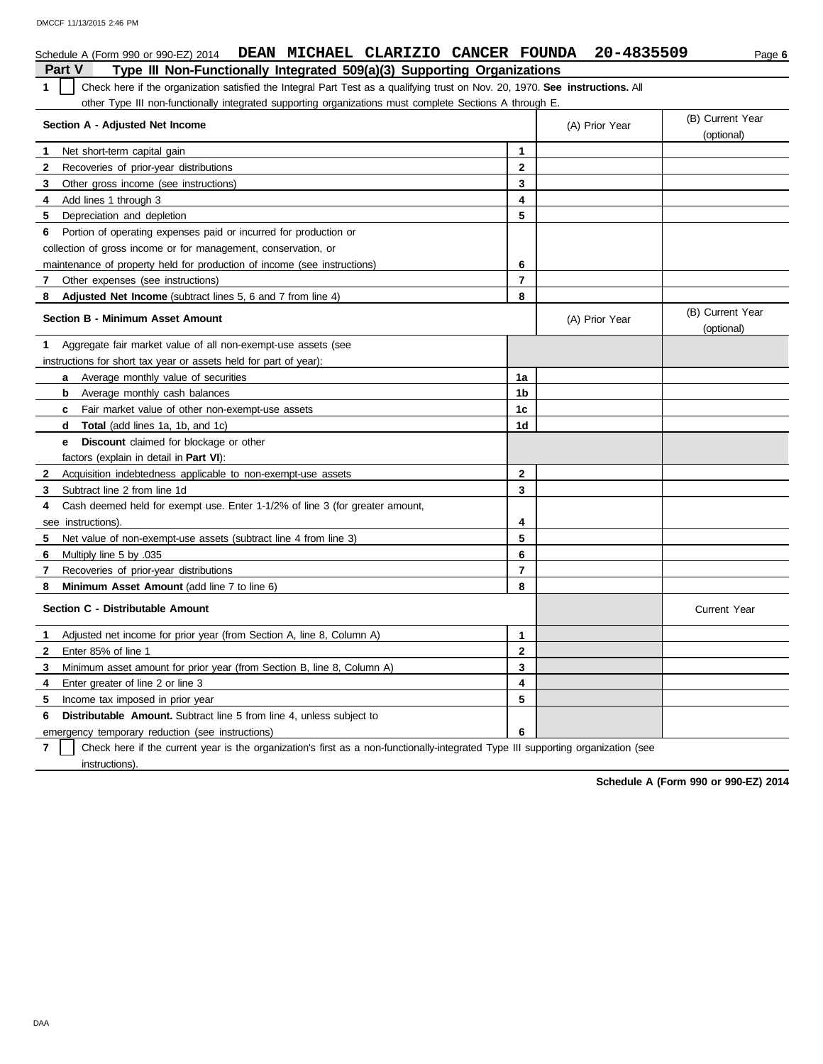Schedule A (Form 990 or 990-EZ) 2014 **DEAN MICHAEL CLARIZIO CANCER FOUNDA 20-4835509** Page **6**

## Part V Type III Non-Functionally Integrated 509(a)(3) Supporting Organizations

**1** ☐ Check here if the organization satisfied the Integral Part Test as a qualifying trust on Nov. 20, 1970. **See instructions.** All other Type III non-functionally integrated supporting organizations must complete Sections A through E.

| Section A - Adjusted Net Income | | (A) Prior Year | (B) Current Year (optional) |
|---|---|---|---|
| **1** Net short-term capital gain | 1 | | |
| **2** Recoveries of prior-year distributions | 2 | | |
| **3** Other gross income (see instructions) | 3 | | |
| **4** Add lines 1 through 3 | 4 | | |
| **5** Depreciation and depletion | 5 | | |
| **6** Portion of operating expenses paid or incurred for production or collection of gross income or for management, conservation, or maintenance of property held for production of income (see instructions) | 6 | | |
| **7** Other expenses (see instructions) | 7 | | |
| **8** **Adjusted Net Income** (subtract lines 5, 6 and 7 from line 4) | 8 | | |

| Section B - Minimum Asset Amount | | (A) Prior Year | (B) Current Year (optional) |
|---|---|---|---|
| **1** Aggregate fair market value of all non-exempt-use assets (see instructions for short tax year or assets held for part of year): | | | |
| **a** Average monthly value of securities | 1a | | |
| **b** Average monthly cash balances | 1b | | |
| **c** Fair market value of other non-exempt-use assets | 1c | | |
| **d** **Total** (add lines 1a, 1b, and 1c) | 1d | | |
| **e** **Discount** claimed for blockage or other factors (explain in detail in **Part VI**): | | | |
| **2** Acquisition indebtedness applicable to non-exempt-use assets | 2 | | |
| **3** Subtract line 2 from line 1d | 3 | | |
| **4** Cash deemed held for exempt use. Enter 1-1/2% of line 3 (for greater amount, see instructions). | 4 | | |
| **5** Net value of non-exempt-use assets (subtract line 4 from line 3) | 5 | | |
| **6** Multiply line 5 by .035 | 6 | | |
| **7** Recoveries of prior-year distributions | 7 | | |
| **8** **Minimum Asset Amount** (add line 7 to line 6) | 8 | | |

| Section C - Distributable Amount | | | Current Year |
|---|---|---|---|
| **1** Adjusted net income for prior year (from Section A, line 8, Column A) | 1 | | |
| **2** Enter 85% of line 1 | 2 | | |
| **3** Minimum asset amount for prior year (from Section B, line 8, Column A) | 3 | | |
| **4** Enter greater of line 2 or line 3 | 4 | | |
| **5** Income tax imposed in prior year | 5 | | |
| **6** **Distributable Amount.** Subtract line 5 from line 4, unless subject to emergency temporary reduction (see instructions) | 6 | | |

**7** ☐ Check here if the current year is the organization's first as a non-functionally-integrated Type III supporting organization (see instructions).

**Schedule A (Form 990 or 990-EZ) 2014**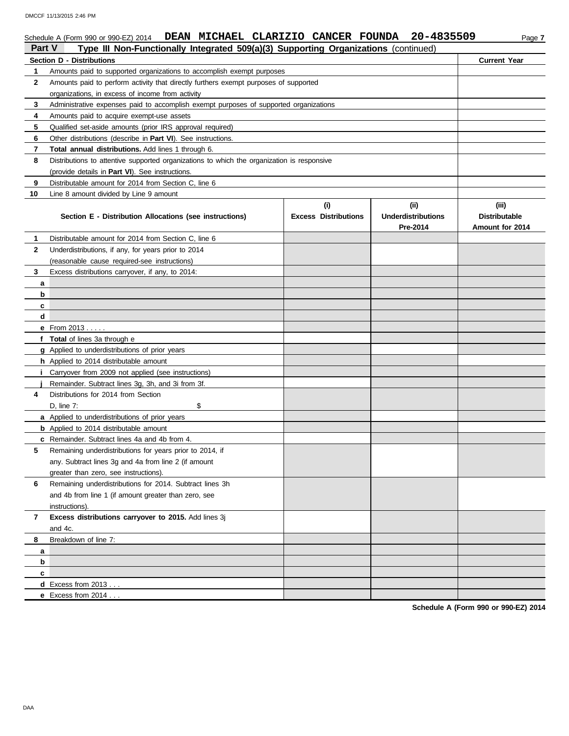Schedule A (Form 990 or 990-EZ) 2014 **DEAN MICHAEL CLARIZIO CANCER FOUNDA 20-4835509** Page **7**

## Part V — Type III Non-Functionally Integrated 509(a)(3) Supporting Organizations (continued)

| **Section D - Distributions** | **Current Year** |
|---|---|
| **1** Amounts paid to supported organizations to accomplish exempt purposes | |
| **2** Amounts paid to perform activity that directly furthers exempt purposes of supported organizations, in excess of income from activity | |
| **3** Administrative expenses paid to accomplish exempt purposes of supported organizations | |
| **4** Amounts paid to acquire exempt-use assets | |
| **5** Qualified set-aside amounts (prior IRS approval required) | |
| **6** Other distributions (describe in **Part VI**). See instructions. | |
| **7** **Total annual distributions.** Add lines 1 through 6. | |
| **8** Distributions to attentive supported organizations to which the organization is responsive (provide details in **Part VI**). See instructions. | |
| **9** Distributable amount for 2014 from Section C, line 6 | |
| **10** Line 8 amount divided by Line 9 amount | |

| **Section E - Distribution Allocations (see instructions)** | **(i) Excess Distributions** | **(ii) Underdistributions Pre-2014** | **(iii) Distributable Amount for 2014** |
|---|---|---|---|
| **1** Distributable amount for 2014 from Section C, line 6 | | | |
| **2** Underdistributions, if any, for years prior to 2014 (reasonable cause required-see instructions) | | | |
| **3** Excess distributions carryover, if any, to 2014: | | | |
| **a** | | | |
| **b** | | | |
| **c** | | | |
| **d** | | | |
| **e** From 2013 . . . . . | | | |
| **f** **Total** of lines 3a through e | | | |
| **g** Applied to underdistributions of prior years | | | |
| **h** Applied to 2014 distributable amount | | | |
| **i** Carryover from 2009 not applied (see instructions) | | | |
| **j** Remainder. Subtract lines 3g, 3h, and 3i from 3f. | | | |
| **4** Distributions for 2014 from Section D, line 7: $ | | | |
| **a** Applied to underdistributions of prior years | | | |
| **b** Applied to 2014 distributable amount | | | |
| **c** Remainder. Subtract lines 4a and 4b from 4. | | | |
| **5** Remaining underdistributions for years prior to 2014, if any. Subtract lines 3g and 4a from line 2 (if amount greater than zero, see instructions). | | | |
| **6** Remaining underdistributions for 2014. Subtract lines 3h and 4b from line 1 (if amount greater than zero, see instructions). | | | |
| **7** **Excess distributions carryover to 2015.** Add lines 3j and 4c. | | | |
| **8** Breakdown of line 7: | | | |
| **a** | | | |
| **b** | | | |
| **c** | | | |
| **d** Excess from 2013 . . . | | | |
| **e** Excess from 2014 . . . | | | |

**Schedule A (Form 990 or 990-EZ) 2014**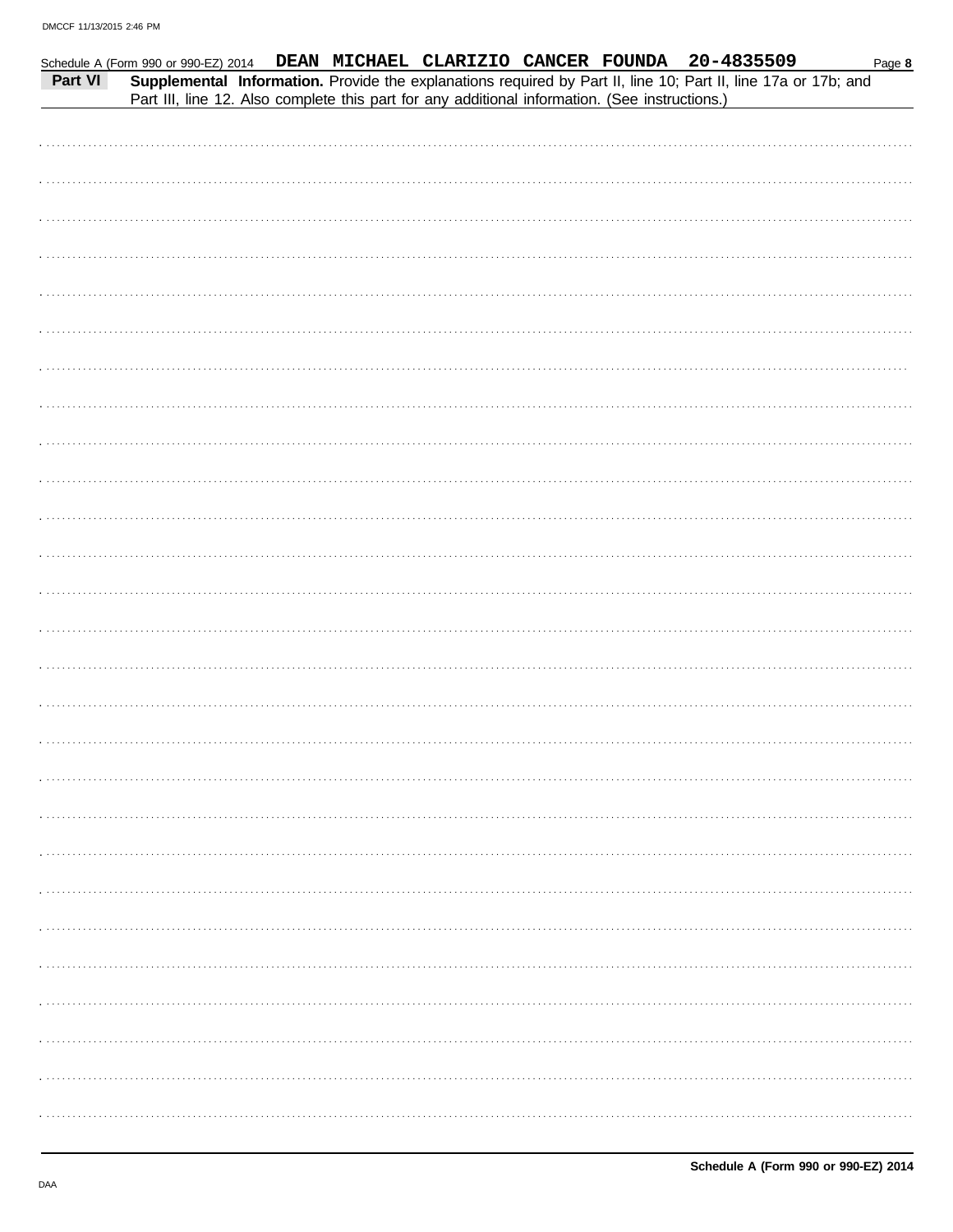Schedule A (Form 990 or 990-EZ) 2014 **DEAN MICHAEL CLARIZIO CANCER FOUNDA 20-4835509**

## Part VI Supplemental Information.

**Supplemental Information.** Provide the explanations required by Part II, line 10; Part II, line 17a or 17b; and Part III, line 12. Also complete this part for any additional information. (See instructions.)

**Schedule A (Form 990 or 990-EZ) 2014**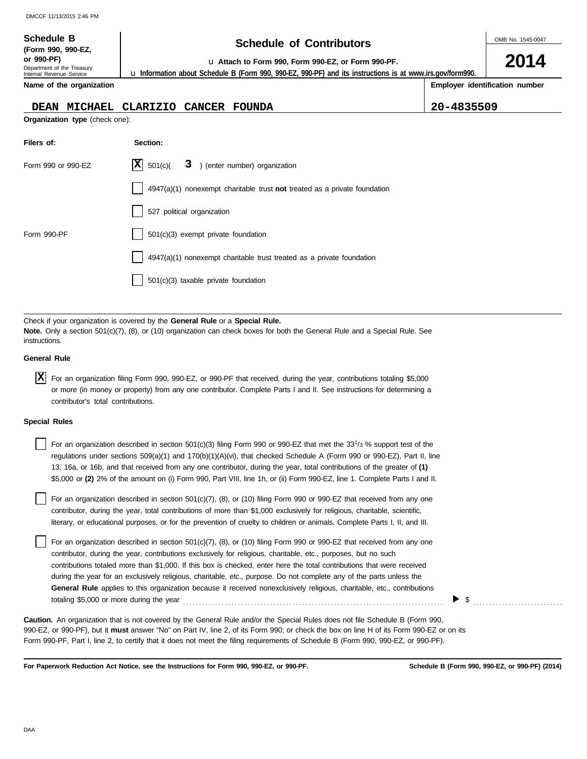DMCCF 11/13/2015 2:46 PM

**Schedule B**
**(Form 990, 990-EZ, or 990-PF)**
Department of the Treasury
Internal Revenue Service

# Schedule of Contributors

u **Attach to Form 990, Form 990-EZ, or Form 990-PF.**

u **Information about Schedule B (Form 990, 990-EZ, 990-PF) and its instructions is at www.irs.gov/form990.**

OMB No. 1545-0047

**2014**

| **Name of the organization** | **Employer identification number** |
|---|---|
| DEAN MICHAEL CLARIZIO CANCER FOUNDA | 20-4835509 |

**Organization type** (check one):

| **Filers of:** | **Section:** |
|---|---|
| Form 990 or 990-EZ | [X] 501(c)( 3 ) (enter number) organization |
| | [ ] 4947(a)(1) nonexempt charitable trust **not** treated as a private foundation |
| | [ ] 527 political organization |
| Form 990-PF | [ ] 501(c)(3) exempt private foundation |
| | [ ] 4947(a)(1) nonexempt charitable trust treated as a private foundation |
| | [ ] 501(c)(3) taxable private foundation |

Check if your organization is covered by the **General Rule** or a **Special Rule.**

**Note.** Only a section 501(c)(7), (8), or (10) organization can check boxes for both the General Rule and a Special Rule. See instructions.

**General Rule**

[X] For an organization filing Form 990, 990-EZ, or 990-PF that received, during the year, contributions totaling $5,000 or more (in money or property) from any one contributor. Complete Parts I and II. See instructions for determining a contributor's total contributions.

**Special Rules**

[ ] For an organization described in section 501(c)(3) filing Form 990 or 990-EZ that met the $33^{1}/_{3}$ % support test of the regulations under sections 509(a)(1) and 170(b)(1)(A)(vi), that checked Schedule A (Form 990 or 990-EZ), Part II, line 13, 16a, or 16b, and that received from any one contributor, during the year, total contributions of the greater of **(1)** $5,000 or **(2)** 2% of the amount on (i) Form 990, Part VIII, line 1h, or (ii) Form 990-EZ, line 1. Complete Parts I and II.

[ ] For an organization described in section 501(c)(7), (8), or (10) filing Form 990 or 990-EZ that received from any one contributor, during the year, total contributions of more than $1,000 exclusively for religious, charitable, scientific, literary, or educational purposes, or for the prevention of cruelty to children or animals. Complete Parts I, II, and III.

[ ] For an organization described in section 501(c)(7), (8), or (10) filing Form 990 or 990-EZ that received from any one contributor, during the year, contributions exclusively for religious, charitable, etc., purposes, but no such contributions totaled more than $1,000. If this box is checked, enter here the total contributions that were received during the year for an exclusively religious, charitable, etc., purpose. Do not complete any of the parts unless the **General Rule** applies to this organization because it received nonexclusively religious, charitable, etc., contributions totaling $5,000 or more during the year . . . . . . . . . . . . . . . . . . . . . . . . . . . . . . . . . . . . . . . . ▶ $ . . . . . . . . . . . .

**Caution.** An organization that is not covered by the General Rule and/or the Special Rules does not file Schedule B (Form 990, 990-EZ, or 990-PF), but it **must** answer "No" on Part IV, line 2, of its Form 990; or check the box on line H of its Form 990-EZ or on its Form 990-PF, Part I, line 2, to certify that it does not meet the filing requirements of Schedule B (Form 990, 990-EZ, or 990-PF).

**For Paperwork Reduction Act Notice, see the Instructions for Form 990, 990-EZ, or 990-PF.** **Schedule B (Form 990, 990-EZ, or 990-PF) (2014)**

DAA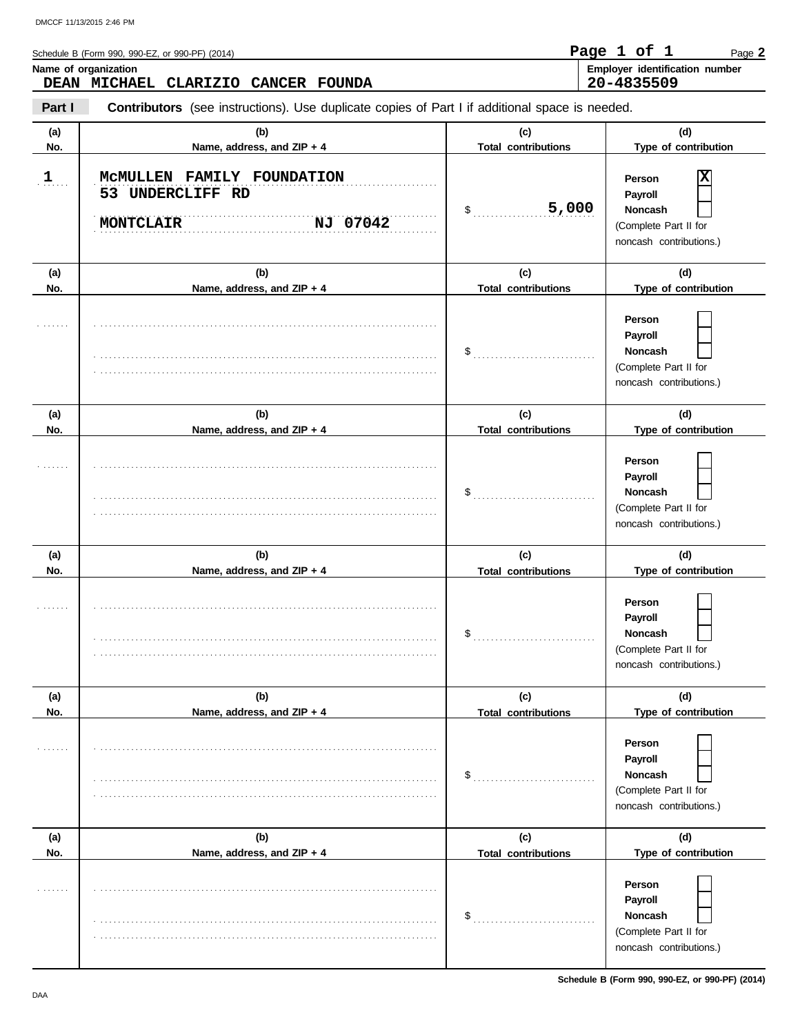Schedule B (Form 990, 990-EZ, or 990-PF) (2014)

**Name of organization**
DEAN MICHAEL CLARIZIO CANCER FOUNDA

**Employer identification number**
20-4835509

**Part I** **Contributors** (see instructions). Use duplicate copies of Part I if additional space is needed.

| (a) No. | (b) Name, address, and ZIP + 4 | (c) Total contributions | (d) Type of contribution |
|---|---|---|---|
| 1 | McMULLEN FAMILY FOUNDATION<br>53 UNDERCLIFF RD<br>MONTCLAIR NJ 07042 | $ 5,000 | Person [X]<br>Payroll [ ]<br>Noncash [ ]<br>(Complete Part II for noncash contributions.) |
| | | $ | Person [ ]<br>Payroll [ ]<br>Noncash [ ]<br>(Complete Part II for noncash contributions.) |
| | | $ | Person [ ]<br>Payroll [ ]<br>Noncash [ ]<br>(Complete Part II for noncash contributions.) |
| | | $ | Person [ ]<br>Payroll [ ]<br>Noncash [ ]<br>(Complete Part II for noncash contributions.) |
| | | $ | Person [ ]<br>Payroll [ ]<br>Noncash [ ]<br>(Complete Part II for noncash contributions.) |
| | | $ | Person [ ]<br>Payroll [ ]<br>Noncash [ ]<br>(Complete Part II for noncash contributions.) |

Schedule B (Form 990, 990-EZ, or 990-PF) (2014)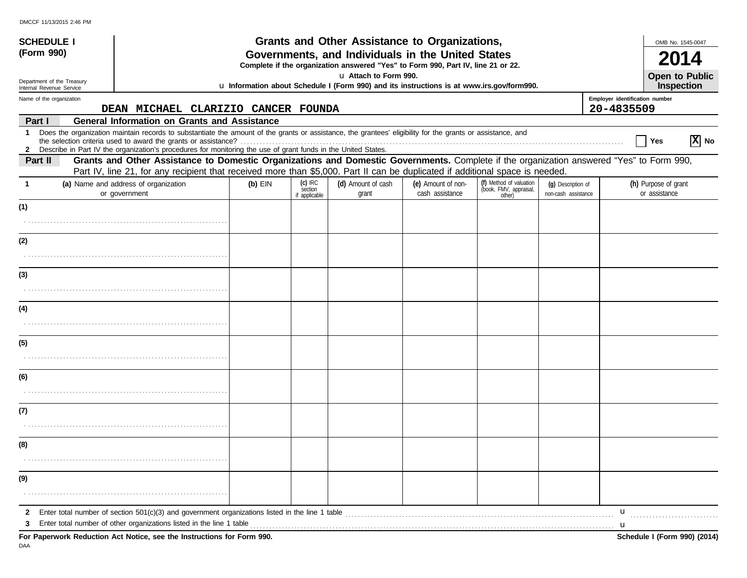DMCCF 11/13/2015 2:46 PM

**SCHEDULE I (Form 990)**

Department of the Treasury
Internal Revenue Service

# Grants and Other Assistance to Organizations, Governments, and Individuals in the United States

**Complete if the organization answered "Yes" to Form 990, Part IV, line 21 or 22.**

u **Attach to Form 990.**

u **Information about Schedule I (Form 990) and its instructions is at www.irs.gov/form990.**

OMB No. 1545-0047

**2014**

**Open to Public Inspection**

Name of the organization: **DEAN MICHAEL CLARIZIO CANCER FOUNDA**

Employer identification number: **20-4835509**

## Part I General Information on Grants and Assistance

1 Does the organization maintain records to substantiate the amount of the grants or assistance, the grantees' eligibility for the grants or assistance, and the selection criteria used to award the grants or assistance? ☐ Yes ☒ No

2 Describe in Part IV the organization's procedures for monitoring the use of grant funds in the United States.

## Part II Grants and Other Assistance to Domestic Organizations and Domestic Governments.

Complete if the organization answered "Yes" to Form 990, Part IV, line 21, for any recipient that received more than $5,000. Part II can be duplicated if additional space is needed.

| 1 (a) Name and address of organization or government | (b) EIN | (c) IRC section if applicable | (d) Amount of cash grant | (e) Amount of non-cash assistance | (f) Method of valuation (book, FMV, appraisal, other) | (g) Description of non-cash assistance | (h) Purpose of grant or assistance |
|---|---|---|---|---|---|---|---|
| (1) | | | | | | | |
| (2) | | | | | | | |
| (3) | | | | | | | |
| (4) | | | | | | | |
| (5) | | | | | | | |
| (6) | | | | | | | |
| (7) | | | | | | | |
| (8) | | | | | | | |
| (9) | | | | | | | |

2 Enter total number of section 501(c)(3) and government organizations listed in the line 1 table u

3 Enter total number of other organizations listed in the line 1 table u

**For Paperwork Reduction Act Notice, see the Instructions for Form 990.** **Schedule I (Form 990) (2014)**

DAA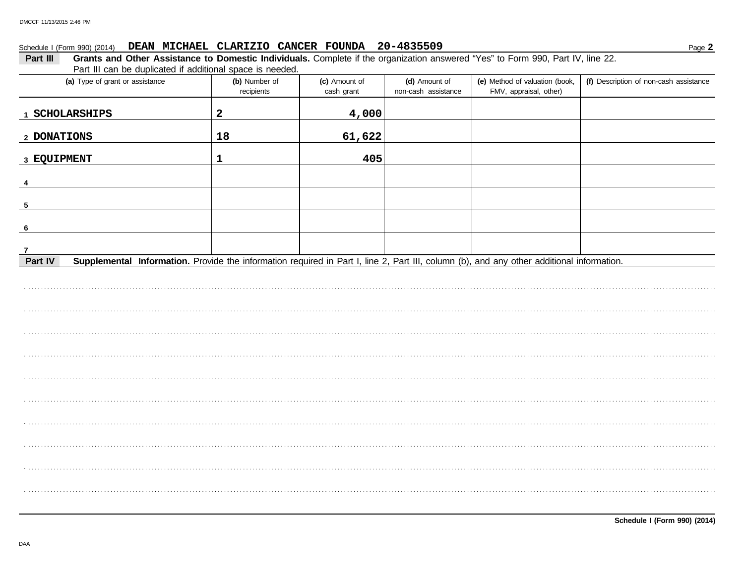Schedule I (Form 990) (2014) **DEAN MICHAEL CLARIZIO CANCER FOUNDA 20-4835509**

**Part III** **Grants and Other Assistance to Domestic Individuals.** Complete if the organization answered "Yes" to Form 990, Part IV, line 22. Part III can be duplicated if additional space is needed.

| (a) Type of grant or assistance | (b) Number of recipients | (c) Amount of cash grant | (d) Amount of non-cash assistance | (e) Method of valuation (book, FMV, appraisal, other) | (f) Description of non-cash assistance |
|---|---|---|---|---|---|
| 1 SCHOLARSHIPS | 2 | 4,000 | | | |
| 2 DONATIONS | 18 | 61,622 | | | |
| 3 EQUIPMENT | 1 | 405 | | | |
| 4 | | | | | |
| 5 | | | | | |
| 6 | | | | | |
| 7 | | | | | |

**Part IV** **Supplemental Information.** Provide the information required in Part I, line 2, Part III, column (b), and any other additional information.

**Schedule I (Form 990) (2014)**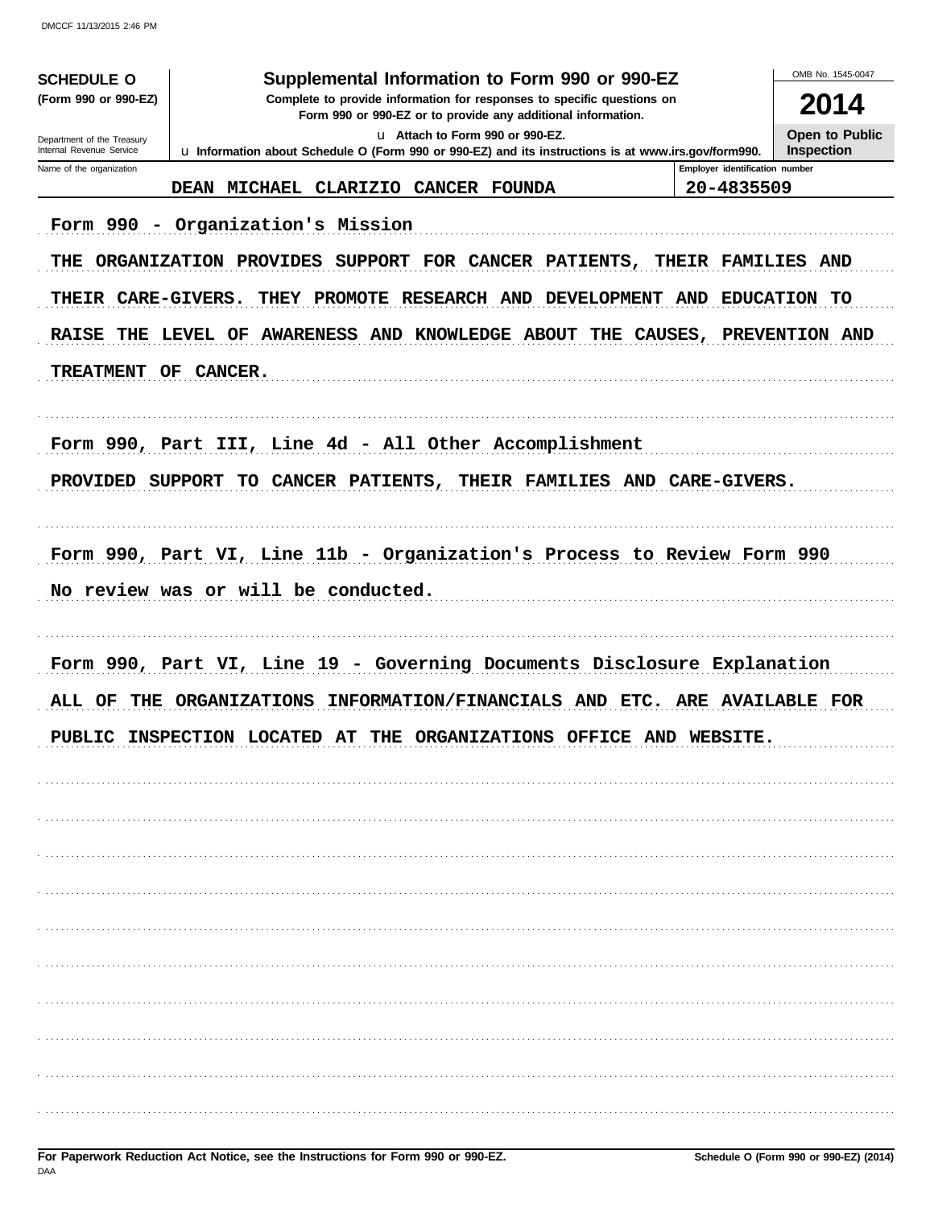DMCCF 11/13/2015 2:46 PM

| **SCHEDULE O** (Form 990 or 990-EZ) Department of the Treasury Internal Revenue Service | **Supplemental Information to Form 990 or 990-EZ** Complete to provide information for responses to specific questions on Form 990 or 990-EZ or to provide any additional information. u Attach to Form 990 or 990-EZ. u Information about Schedule O (Form 990 or 990-EZ) and its instructions is at www.irs.gov/form990. | OMB No. 1545-0047 **2014** **Open to Public Inspection** |
|---|---|---|

| Name of the organization | Employer identification number |
|---|---|
| DEAN MICHAEL CLARIZIO CANCER FOUNDA | 20-4835509 |

Form 990 - Organization's Mission

THE ORGANIZATION PROVIDES SUPPORT FOR CANCER PATIENTS, THEIR FAMILIES AND THEIR CARE-GIVERS. THEY PROMOTE RESEARCH AND DEVELOPMENT AND EDUCATION TO RAISE THE LEVEL OF AWARENESS AND KNOWLEDGE ABOUT THE CAUSES, PREVENTION AND TREATMENT OF CANCER.

Form 990, Part III, Line 4d - All Other Accomplishment

PROVIDED SUPPORT TO CANCER PATIENTS, THEIR FAMILIES AND CARE-GIVERS.

Form 990, Part VI, Line 11b - Organization's Process to Review Form 990

No review was or will be conducted.

Form 990, Part VI, Line 19 - Governing Documents Disclosure Explanation

ALL OF THE ORGANIZATIONS INFORMATION/FINANCIALS AND ETC. ARE AVAILABLE FOR PUBLIC INSPECTION LOCATED AT THE ORGANIZATIONS OFFICE AND WEBSITE.

For Paperwork Reduction Act Notice, see the Instructions for Form 990 or 990-EZ.

DAA

Schedule O (Form 990 or 990-EZ) (2014)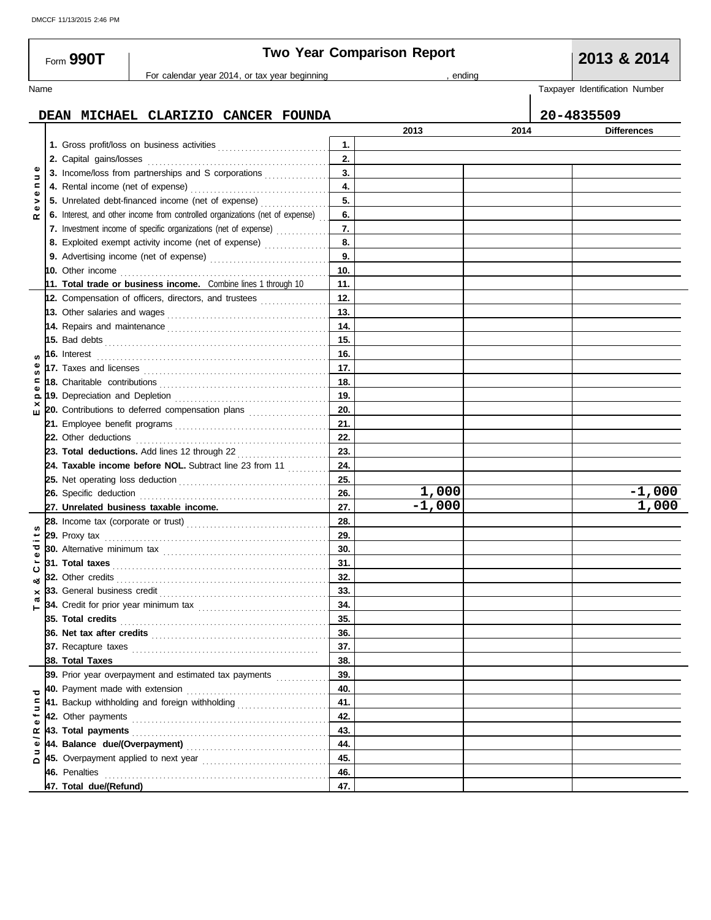DMCCF 11/13/2015 2:46 PM

# Form 990T — Two Year Comparison Report — 2013 & 2014

For calendar year 2014, or tax year beginning , ending

Name: DEAN MICHAEL CLARIZIO CANCER FOUNDA

Taxpayer Identification Number: 20-4835509

| Section | Line | | 2013 | 2014 | Differences |
|---|---|---|---|---|---|
| Revenue | 1. Gross profit/loss on business activities | 1. | | | |
| | 2. Capital gains/losses | 2. | | | |
| | 3. Income/loss from partnerships and S corporations | 3. | | | |
| | 4. Rental income (net of expense) | 4. | | | |
| | 5. Unrelated debt-financed income (net of expense) | 5. | | | |
| | 6. Interest, and other income from controlled organizations (net of expense) | 6. | | | |
| | 7. Investment income of specific organizations (net of expense) | 7. | | | |
| | 8. Exploited exempt activity income (net of expense) | 8. | | | |
| | 9. Advertising income (net of expense) | 9. | | | |
| | 10. Other income | 10. | | | |
| | 11. **Total trade or business income.** Combine lines 1 through 10 | 11. | | | |
| Expenses | 12. Compensation of officers, directors, and trustees | 12. | | | |
| | 13. Other salaries and wages | 13. | | | |
| | 14. Repairs and maintenance | 14. | | | |
| | 15. Bad debts | 15. | | | |
| | 16. Interest | 16. | | | |
| | 17. Taxes and licenses | 17. | | | |
| | 18. Charitable contributions | 18. | | | |
| | 19. Depreciation and Depletion | 19. | | | |
| | 20. Contributions to deferred compensation plans | 20. | | | |
| | 21. Employee benefit programs | 21. | | | |
| | 22. Other deductions | 22. | | | |
| | 23. **Total deductions.** Add lines 12 through 22 | 23. | | | |
| | 24. **Taxable income before NOL.** Subtract line 23 from 11 | 24. | | | |
| | 25. Net operating loss deduction | 25. | | | |
| | 26. Specific deduction | 26. | 1,000 | | -1,000 |
| | 27. **Unrelated business taxable income.** | 27. | -1,000 | | 1,000 |
| Tax & Credits | 28. Income tax (corporate or trust) | 28. | | | |
| | 29. Proxy tax | 29. | | | |
| | 30. Alternative minimum tax | 30. | | | |
| | 31. **Total taxes** | 31. | | | |
| | 32. Other credits | 32. | | | |
| | 33. General business credit | 33. | | | |
| | 34. Credit for prior year minimum tax | 34. | | | |
| | 35. **Total credits** | 35. | | | |
| | 36. **Net tax after credits** | 36. | | | |
| | 37. Recapture taxes | 37. | | | |
| | 38. **Total Taxes** | 38. | | | |
| Due/Refund | 39. Prior year overpayment and estimated tax payments | 39. | | | |
| | 40. Payment made with extension | 40. | | | |
| | 41. Backup withholding and foreign withholding | 41. | | | |
| | 42. Other payments | 42. | | | |
| | 43. **Total payments** | 43. | | | |
| | 44. **Balance due/(Overpayment)** | 44. | | | |
| | 45. Overpayment applied to next year | 45. | | | |
| | 46. Penalties | 46. | | | |
| | 47. **Total due/(Refund)** | 47. | | | |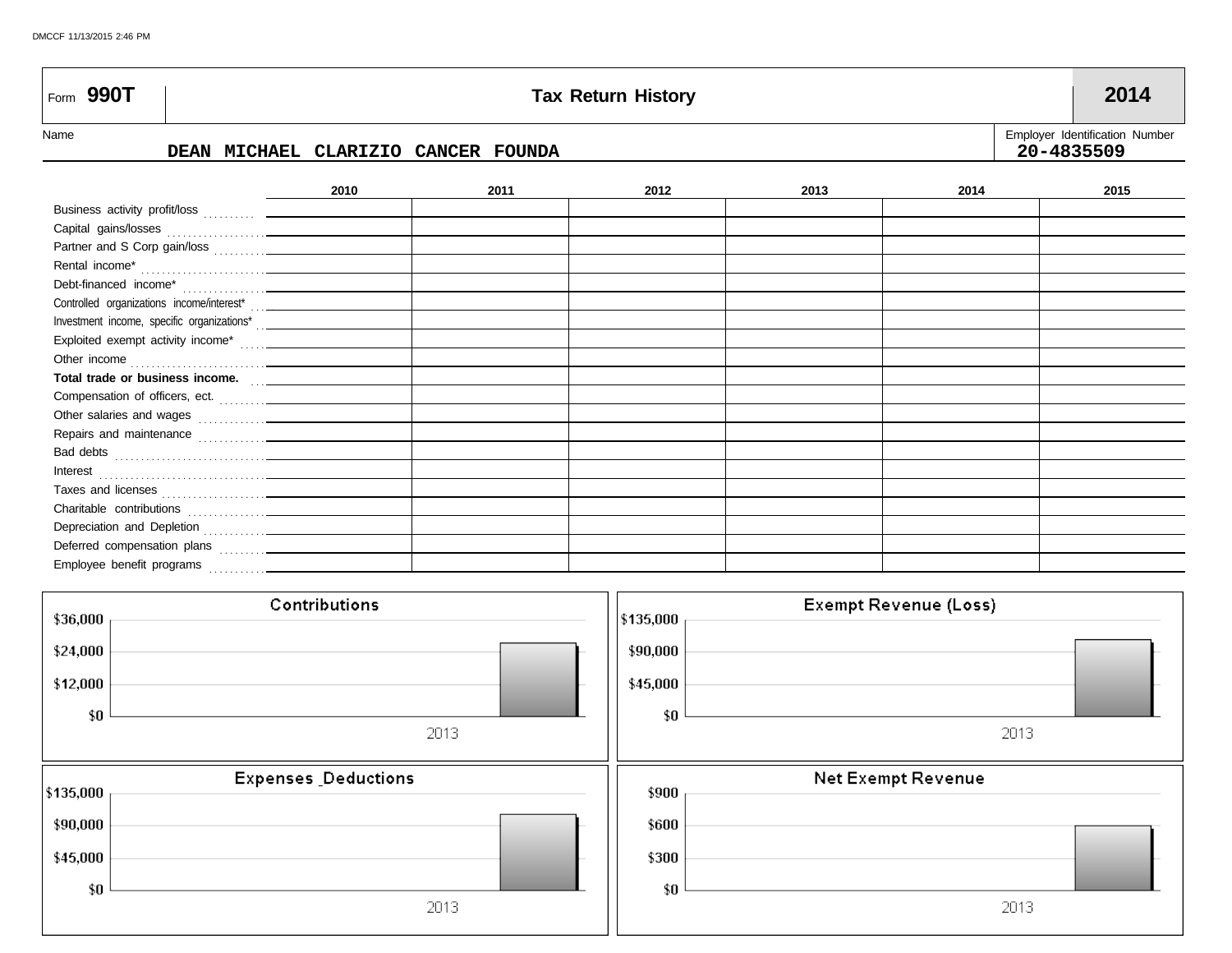Form **990T**

# Tax Return History

**2014**

Name: DEAN MICHAEL CLARIZIO CANCER FOUNDA

Employer Identification Number: 20-4835509

| | 2010 | 2011 | 2012 | 2013 | 2014 | 2015 |
|---|---|---|---|---|---|---|
| Business activity profit/loss | | | | | | |
| Capital gains/losses | | | | | | |
| Partner and S Corp gain/loss | | | | | | |
| Rental income* | | | | | | |
| Debt-financed income* | | | | | | |
| Controlled organizations income/interest* | | | | | | |
| Investment income, specific organizations* | | | | | | |
| Exploited exempt activity income* | | | | | | |
| Other income | | | | | | |
| **Total trade or business income.** | | | | | | |
| Compensation of officers, ect. | | | | | | |
| Other salaries and wages | | | | | | |
| Repairs and maintenance | | | | | | |
| Bad debts | | | | | | |
| Interest | | | | | | |
| Taxes and licenses | | | | | | |
| Charitable contributions | | | | | | |
| Depreciation and Depletion | | | | | | |
| Deferred compensation plans | | | | | | |
| Employee benefit programs | | | | | | |

**Contributions**

$36,000 | $24,000 | $12,000 | $0 — 2013

**Exempt Revenue (Loss)**

$135,000 | $90,000 | $45,000 | $0 — 2013

**Expenses_Deductions**

$135,000 | $90,000 | $45,000 | $0 — 2013

**Net Exempt Revenue**

$900 | $600 | $300 | $0 — 2013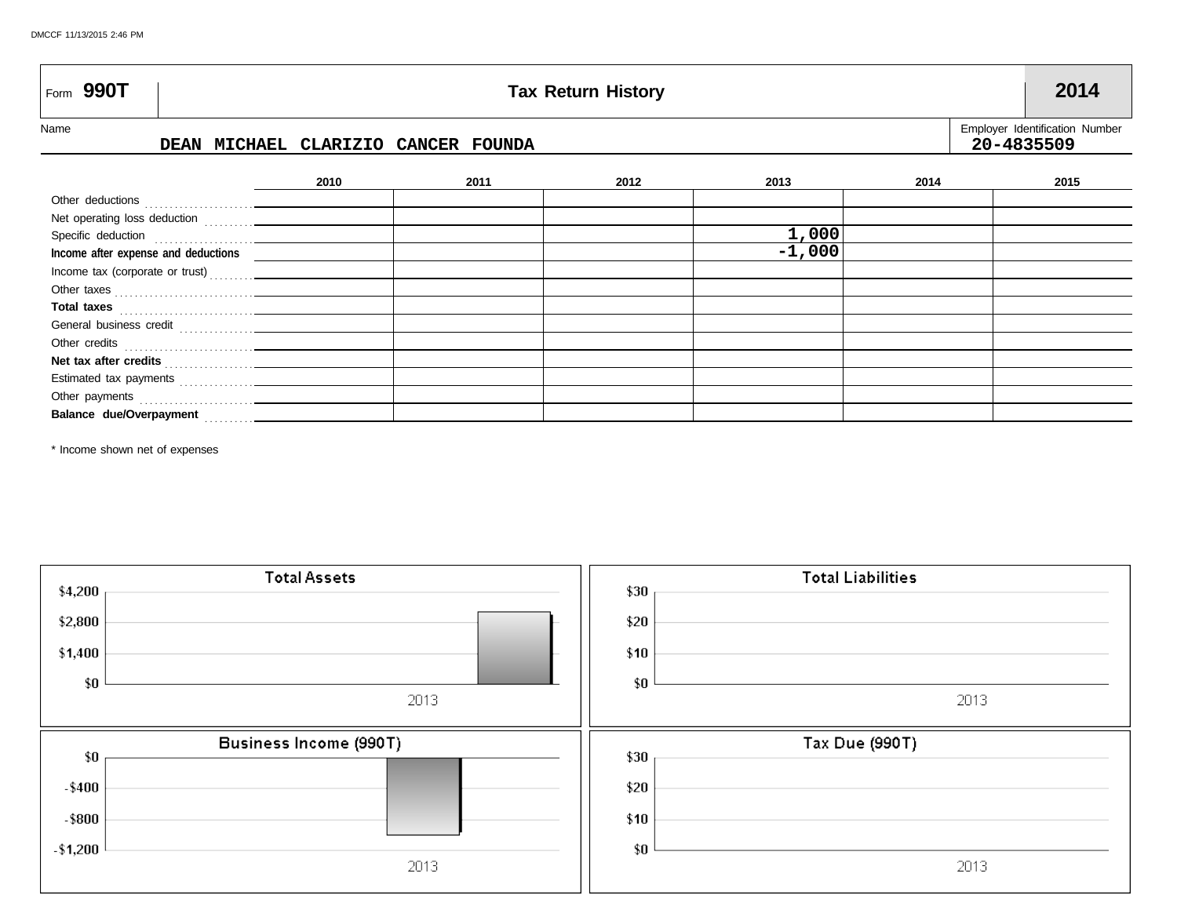Form **990T** — **Tax Return History** — **2014**

Name: DEAN MICHAEL CLARIZIO CANCER FOUNDA

Employer Identification Number: 20-4835509

| | 2010 | 2011 | 2012 | 2013 | 2014 | 2015 |
|---|---|---|---|---|---|---|
| Other deductions | | | | | | |
| Net operating loss deduction | | | | | | |
| Specific deduction | | | | 1,000 | | |
| **Income after expense and deductions** | | | | -1,000 | | |
| Income tax (corporate or trust) | | | | | | |
| Other taxes | | | | | | |
| **Total taxes** | | | | | | |
| General business credit | | | | | | |
| Other credits | | | | | | |
| **Net tax after credits** | | | | | | |
| Estimated tax payments | | | | | | |
| Other payments | | | | | | |
| **Balance due/Overpayment** | | | | | | |

\* Income shown net of expenses

**Total Assets**

$4,200 / $2,800 / $1,400 / $0 — 2013

**Total Liabilities**

$30 / $20 / $10 / $0 — 2013

**Business Income (990T)**

$0 / -$400 / -$800 / -$1,200 — 2013

**Tax Due (990T)**

$30 / $20 / $10 / $0 — 2013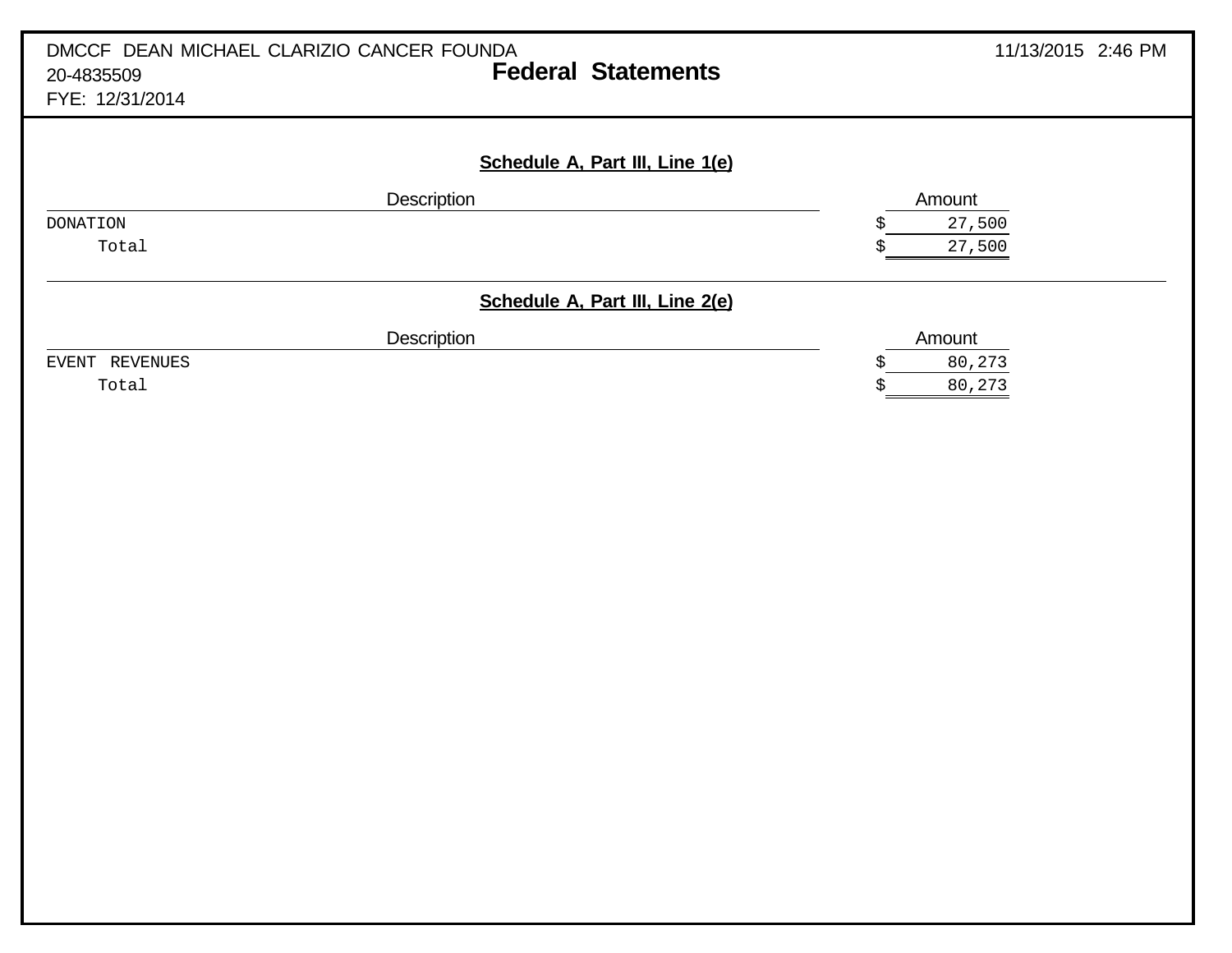DMCCF DEAN MICHAEL CLARIZIO CANCER FOUNDA
20-4835509
FYE: 12/31/2014

# Federal Statements

11/13/2015 2:46 PM

## Schedule A, Part III, Line 1(e)

| Description | Amount |
|---|---|
| DONATION | $ 27,500 |
| Total | $ 27,500 |

## Schedule A, Part III, Line 2(e)

| Description | Amount |
|---|---|
| EVENT REVENUES | $ 80,273 |
| Total | $ 80,273 |